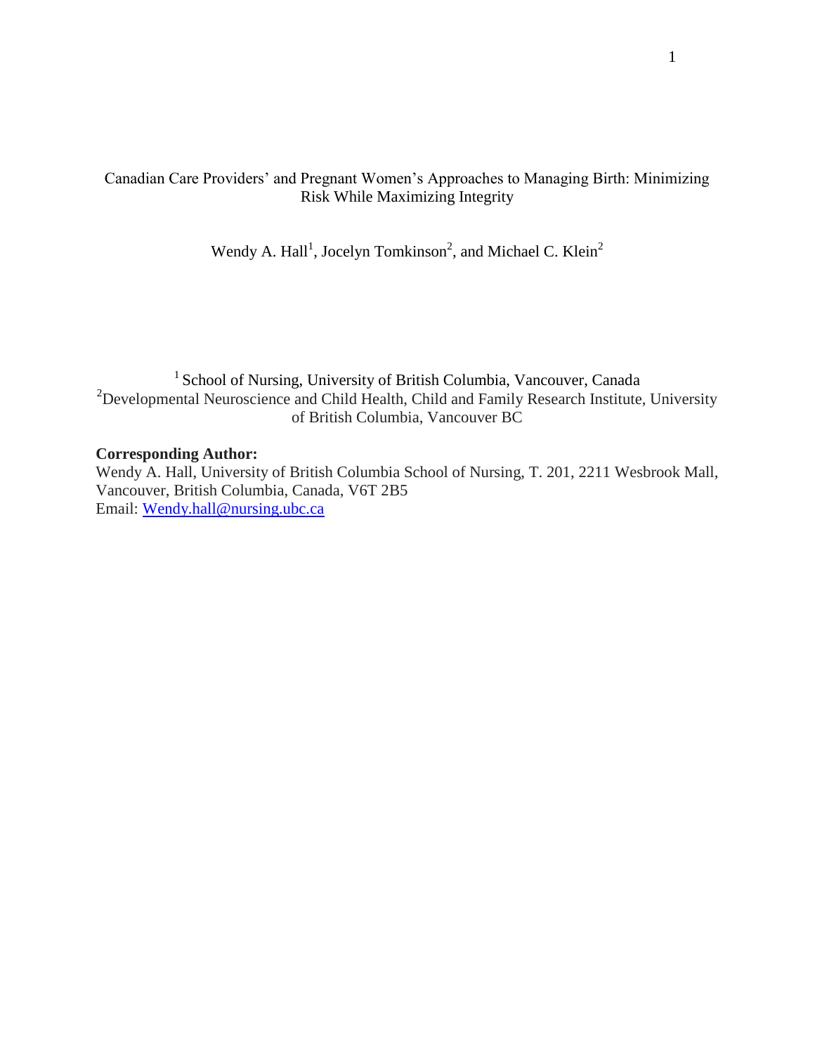# Canadian Care Providers' and Pregnant Women's Approaches to Managing Birth: Minimizing Risk While Maximizing Integrity

Wendy A. Hall[1], Jocelyn Tomkinson[2], and Michael C. Klein[2]

[1] School of Nursing, University of British Columbia, Vancouver, Canada
[2]Developmental Neuroscience and Child Health, Child and Family Research Institute, University of British Columbia, Vancouver BC

**Corresponding Author:**
Wendy A. Hall, University of British Columbia School of Nursing, T. 201, 2211 Wesbrook Mall, Vancouver, British Columbia, Canada, V6T 2B5
Email: Wendy.hall@nursing.ubc.ca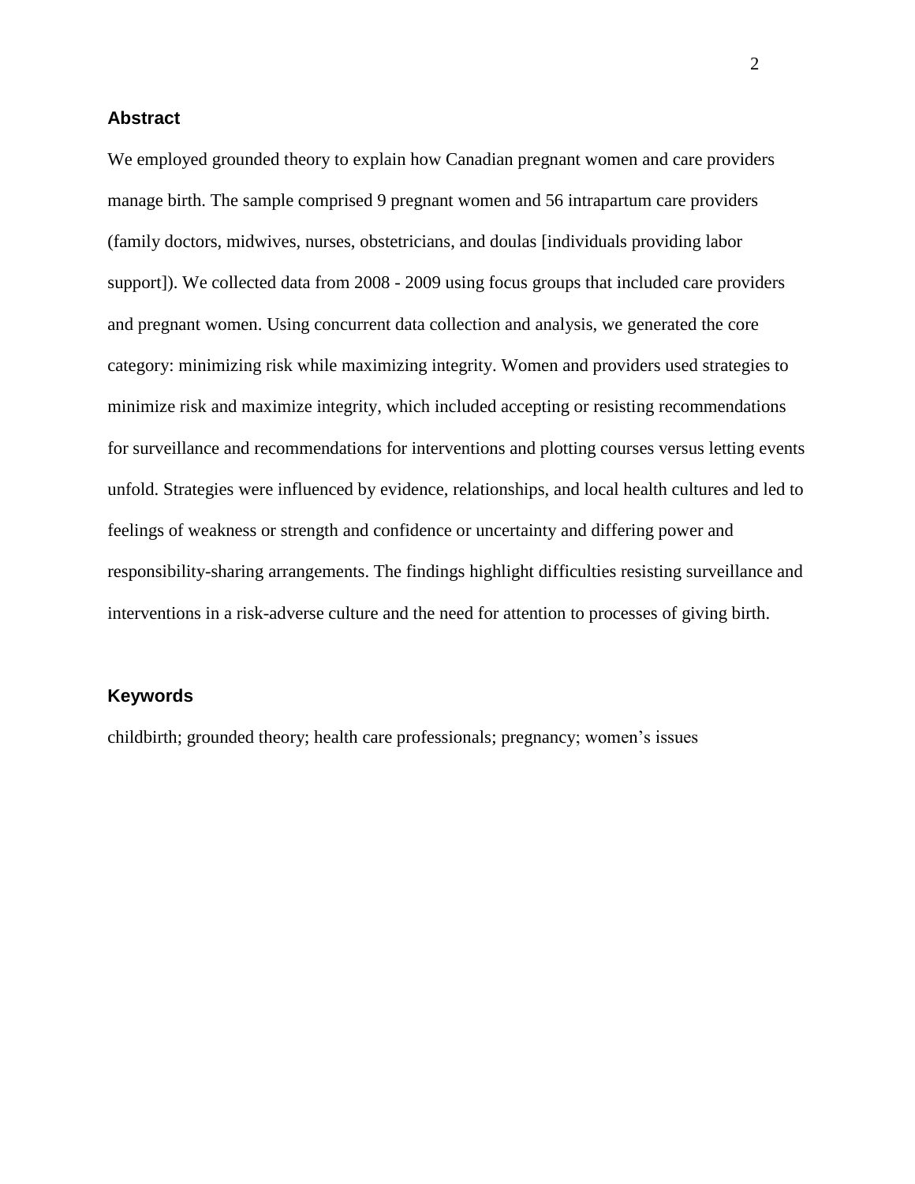## Abstract

We employed grounded theory to explain how Canadian pregnant women and care providers manage birth. The sample comprised 9 pregnant women and 56 intrapartum care providers (family doctors, midwives, nurses, obstetricians, and doulas [individuals providing labor support]). We collected data from 2008 - 2009 using focus groups that included care providers and pregnant women. Using concurrent data collection and analysis, we generated the core category: minimizing risk while maximizing integrity. Women and providers used strategies to minimize risk and maximize integrity, which included accepting or resisting recommendations for surveillance and recommendations for interventions and plotting courses versus letting events unfold. Strategies were influenced by evidence, relationships, and local health cultures and led to feelings of weakness or strength and confidence or uncertainty and differing power and responsibility-sharing arrangements. The findings highlight difficulties resisting surveillance and interventions in a risk-adverse culture and the need for attention to processes of giving birth.

## Keywords

childbirth; grounded theory; health care professionals; pregnancy; women's issues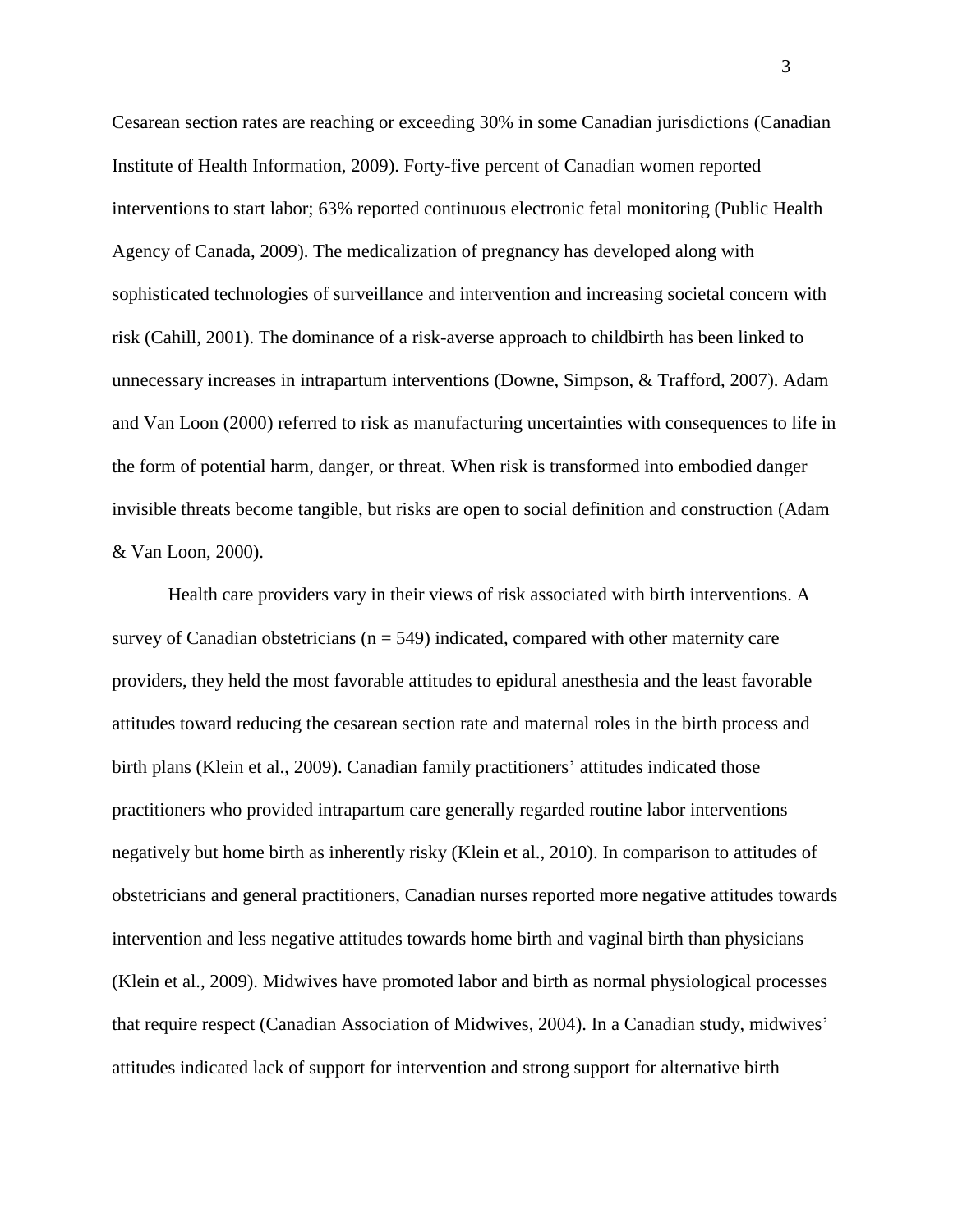Cesarean section rates are reaching or exceeding 30% in some Canadian jurisdictions (Canadian Institute of Health Information, 2009). Forty-five percent of Canadian women reported interventions to start labor; 63% reported continuous electronic fetal monitoring (Public Health Agency of Canada, 2009). The medicalization of pregnancy has developed along with sophisticated technologies of surveillance and intervention and increasing societal concern with risk (Cahill, 2001). The dominance of a risk-averse approach to childbirth has been linked to unnecessary increases in intrapartum interventions (Downe, Simpson, & Trafford, 2007). Adam and Van Loon (2000) referred to risk as manufacturing uncertainties with consequences to life in the form of potential harm, danger, or threat. When risk is transformed into embodied danger invisible threats become tangible, but risks are open to social definition and construction (Adam & Van Loon, 2000).

Health care providers vary in their views of risk associated with birth interventions. A survey of Canadian obstetricians ($n = 549$) indicated, compared with other maternity care providers, they held the most favorable attitudes to epidural anesthesia and the least favorable attitudes toward reducing the cesarean section rate and maternal roles in the birth process and birth plans (Klein et al., 2009). Canadian family practitioners' attitudes indicated those practitioners who provided intrapartum care generally regarded routine labor interventions negatively but home birth as inherently risky (Klein et al., 2010). In comparison to attitudes of obstetricians and general practitioners, Canadian nurses reported more negative attitudes towards intervention and less negative attitudes towards home birth and vaginal birth than physicians (Klein et al., 2009). Midwives have promoted labor and birth as normal physiological processes that require respect (Canadian Association of Midwives, 2004). In a Canadian study, midwives' attitudes indicated lack of support for intervention and strong support for alternative birth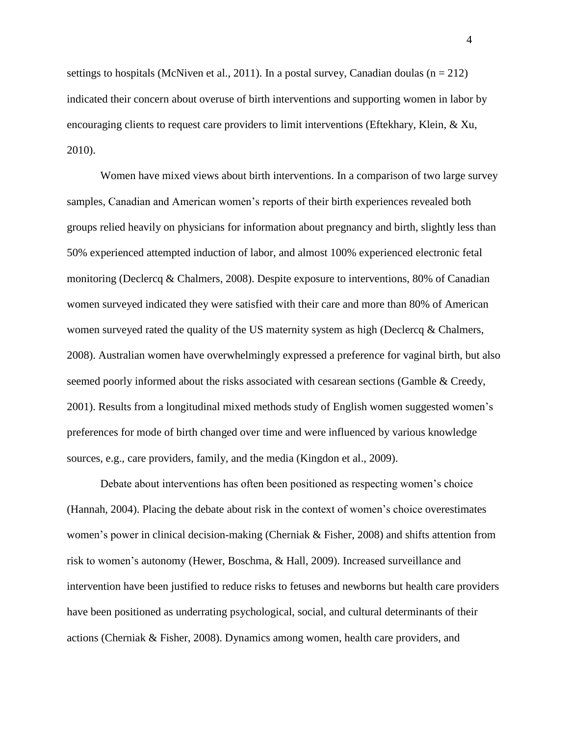settings to hospitals (McNiven et al., 2011). In a postal survey, Canadian doulas ($n = 212$) indicated their concern about overuse of birth interventions and supporting women in labor by encouraging clients to request care providers to limit interventions (Eftekhary, Klein, & Xu, 2010).

Women have mixed views about birth interventions. In a comparison of two large survey samples, Canadian and American women's reports of their birth experiences revealed both groups relied heavily on physicians for information about pregnancy and birth, slightly less than 50% experienced attempted induction of labor, and almost 100% experienced electronic fetal monitoring (Declercq & Chalmers, 2008). Despite exposure to interventions, 80% of Canadian women surveyed indicated they were satisfied with their care and more than 80% of American women surveyed rated the quality of the US maternity system as high (Declercq & Chalmers, 2008). Australian women have overwhelmingly expressed a preference for vaginal birth, but also seemed poorly informed about the risks associated with cesarean sections (Gamble & Creedy, 2001). Results from a longitudinal mixed methods study of English women suggested women's preferences for mode of birth changed over time and were influenced by various knowledge sources, e.g., care providers, family, and the media (Kingdon et al., 2009).

Debate about interventions has often been positioned as respecting women's choice (Hannah, 2004). Placing the debate about risk in the context of women's choice overestimates women's power in clinical decision-making (Cherniak & Fisher, 2008) and shifts attention from risk to women's autonomy (Hewer, Boschma, & Hall, 2009). Increased surveillance and intervention have been justified to reduce risks to fetuses and newborns but health care providers have been positioned as underrating psychological, social, and cultural determinants of their actions (Cherniak & Fisher, 2008). Dynamics among women, health care providers, and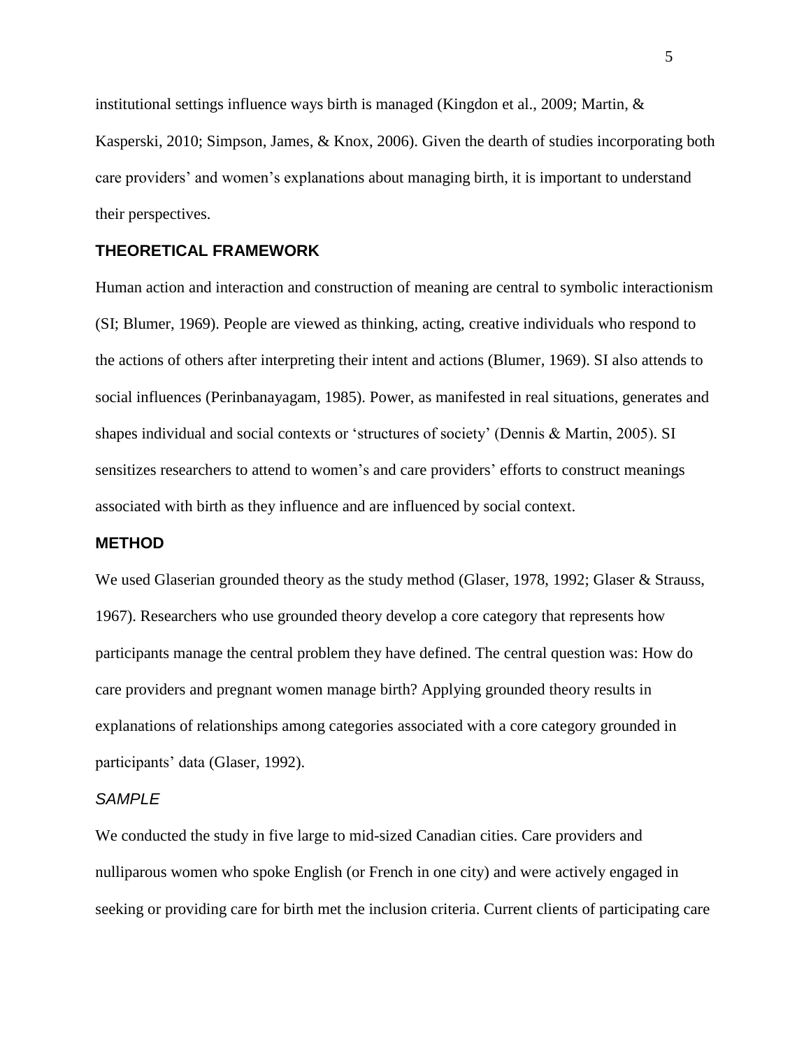institutional settings influence ways birth is managed (Kingdon et al., 2009; Martin, & Kasperski, 2010; Simpson, James, & Knox, 2006). Given the dearth of studies incorporating both care providers' and women's explanations about managing birth, it is important to understand their perspectives.

## THEORETICAL FRAMEWORK

Human action and interaction and construction of meaning are central to symbolic interactionism (SI; Blumer, 1969). People are viewed as thinking, acting, creative individuals who respond to the actions of others after interpreting their intent and actions (Blumer, 1969). SI also attends to social influences (Perinbanayagam, 1985). Power, as manifested in real situations, generates and shapes individual and social contexts or 'structures of society' (Dennis & Martin, 2005). SI sensitizes researchers to attend to women's and care providers' efforts to construct meanings associated with birth as they influence and are influenced by social context.

## METHOD

We used Glaserian grounded theory as the study method (Glaser, 1978, 1992; Glaser & Strauss, 1967). Researchers who use grounded theory develop a core category that represents how participants manage the central problem they have defined. The central question was: How do care providers and pregnant women manage birth? Applying grounded theory results in explanations of relationships among categories associated with a core category grounded in participants' data (Glaser, 1992).

### *SAMPLE*

We conducted the study in five large to mid-sized Canadian cities. Care providers and nulliparous women who spoke English (or French in one city) and were actively engaged in seeking or providing care for birth met the inclusion criteria. Current clients of participating care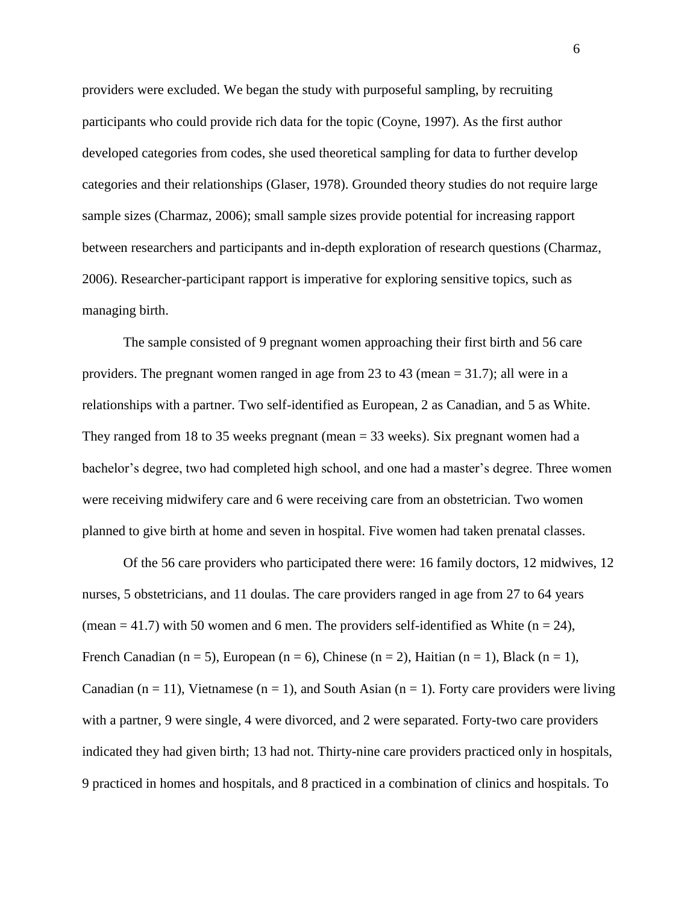providers were excluded. We began the study with purposeful sampling, by recruiting participants who could provide rich data for the topic (Coyne, 1997). As the first author developed categories from codes, she used theoretical sampling for data to further develop categories and their relationships (Glaser, 1978). Grounded theory studies do not require large sample sizes (Charmaz, 2006); small sample sizes provide potential for increasing rapport between researchers and participants and in-depth exploration of research questions (Charmaz, 2006). Researcher-participant rapport is imperative for exploring sensitive topics, such as managing birth.

The sample consisted of 9 pregnant women approaching their first birth and 56 care providers. The pregnant women ranged in age from 23 to 43 (mean = 31.7); all were in a relationships with a partner. Two self-identified as European, 2 as Canadian, and 5 as White. They ranged from 18 to 35 weeks pregnant (mean = 33 weeks). Six pregnant women had a bachelor's degree, two had completed high school, and one had a master's degree. Three women were receiving midwifery care and 6 were receiving care from an obstetrician. Two women planned to give birth at home and seven in hospital. Five women had taken prenatal classes.

Of the 56 care providers who participated there were: 16 family doctors, 12 midwives, 12 nurses, 5 obstetricians, and 11 doulas. The care providers ranged in age from 27 to 64 years (mean = 41.7) with 50 women and 6 men. The providers self-identified as White (n = 24), French Canadian (n = 5), European (n = 6), Chinese (n = 2), Haitian (n = 1), Black (n = 1), Canadian (n = 11), Vietnamese (n = 1), and South Asian (n = 1). Forty care providers were living with a partner, 9 were single, 4 were divorced, and 2 were separated. Forty-two care providers indicated they had given birth; 13 had not. Thirty-nine care providers practiced only in hospitals, 9 practiced in homes and hospitals, and 8 practiced in a combination of clinics and hospitals. To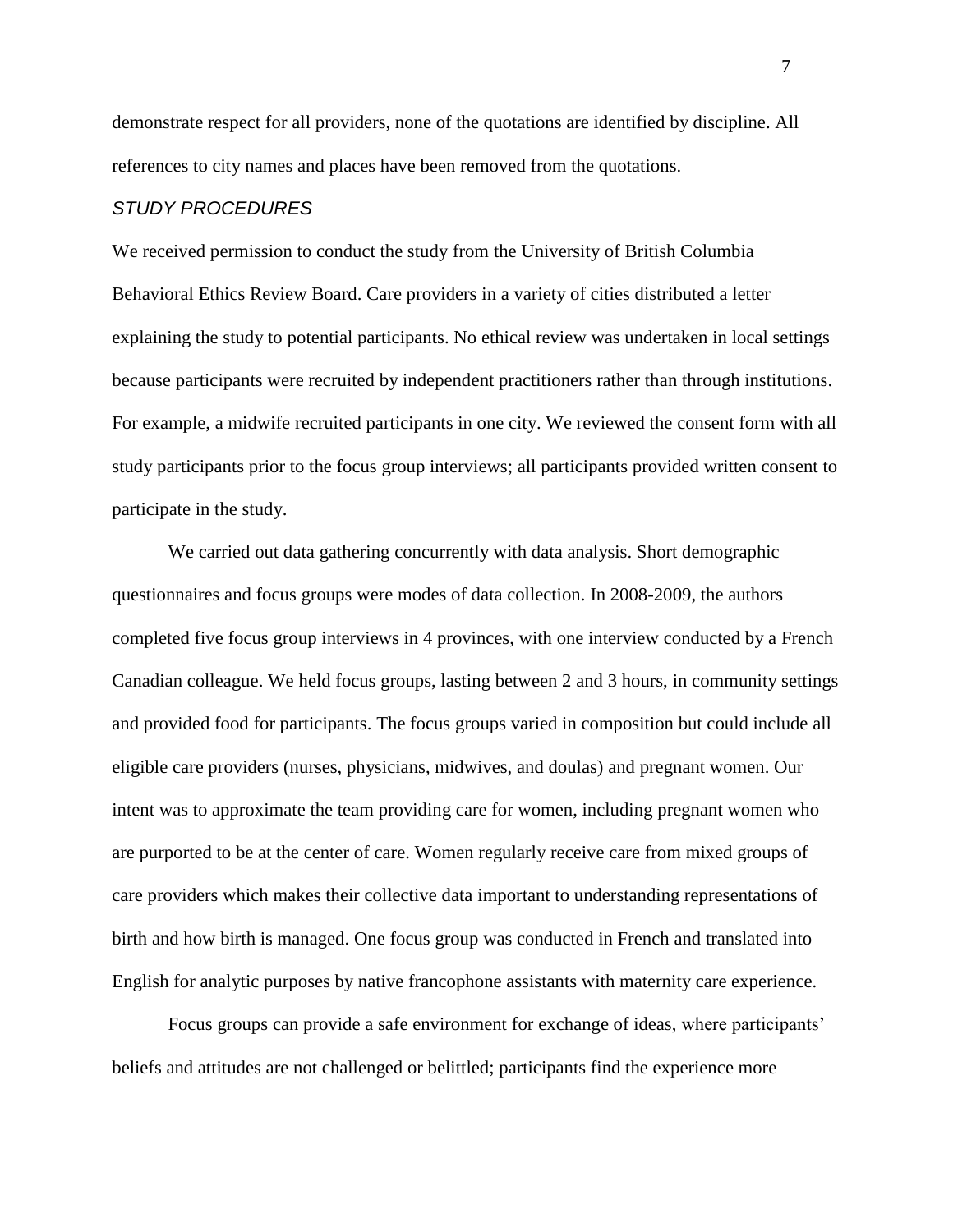demonstrate respect for all providers, none of the quotations are identified by discipline. All references to city names and places have been removed from the quotations.

### *STUDY PROCEDURES*

We received permission to conduct the study from the University of British Columbia Behavioral Ethics Review Board. Care providers in a variety of cities distributed a letter explaining the study to potential participants. No ethical review was undertaken in local settings because participants were recruited by independent practitioners rather than through institutions. For example, a midwife recruited participants in one city. We reviewed the consent form with all study participants prior to the focus group interviews; all participants provided written consent to participate in the study.

We carried out data gathering concurrently with data analysis. Short demographic questionnaires and focus groups were modes of data collection. In 2008-2009, the authors completed five focus group interviews in 4 provinces, with one interview conducted by a French Canadian colleague. We held focus groups, lasting between 2 and 3 hours, in community settings and provided food for participants. The focus groups varied in composition but could include all eligible care providers (nurses, physicians, midwives, and doulas) and pregnant women. Our intent was to approximate the team providing care for women, including pregnant women who are purported to be at the center of care. Women regularly receive care from mixed groups of care providers which makes their collective data important to understanding representations of birth and how birth is managed. One focus group was conducted in French and translated into English for analytic purposes by native francophone assistants with maternity care experience.

Focus groups can provide a safe environment for exchange of ideas, where participants' beliefs and attitudes are not challenged or belittled; participants find the experience more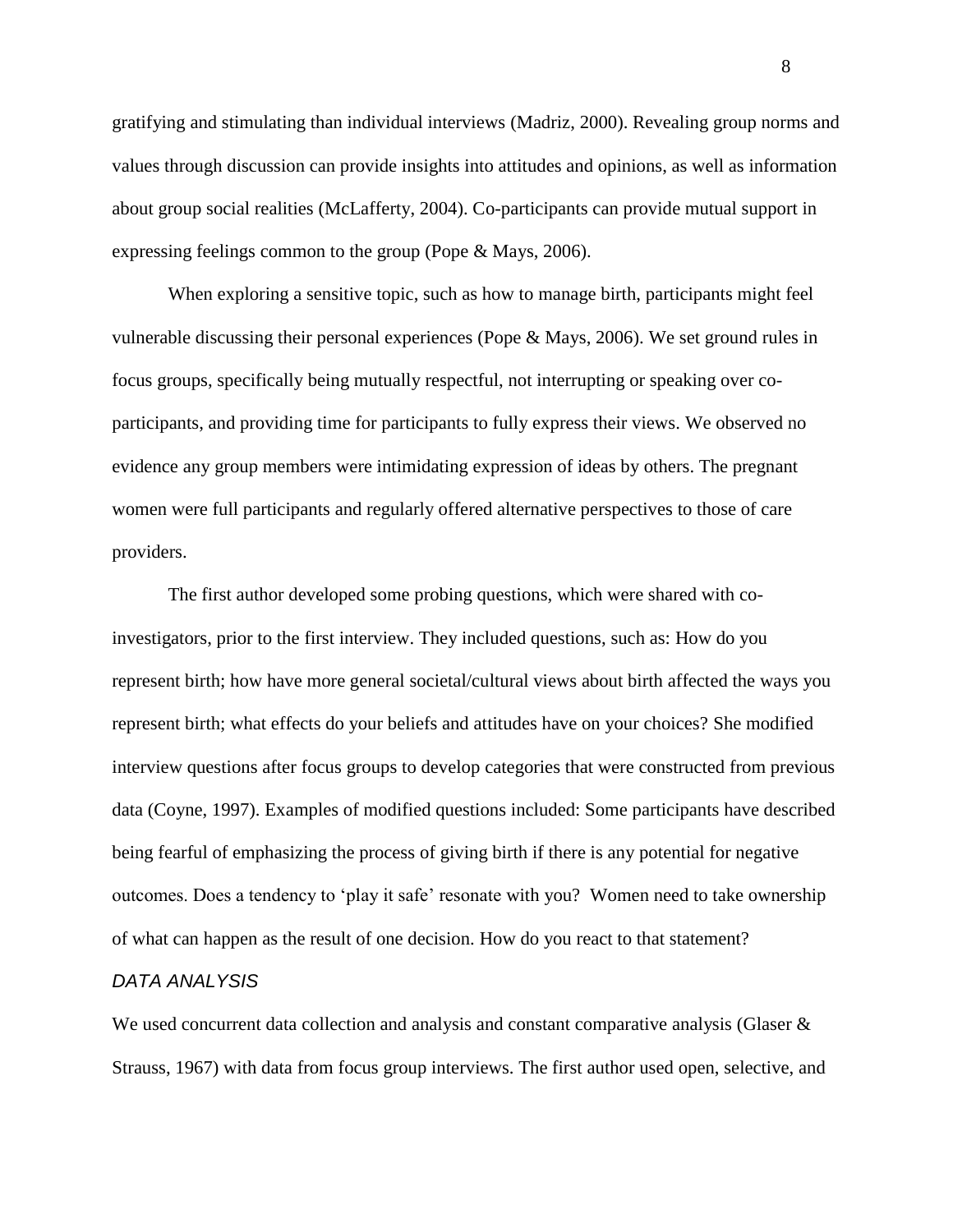gratifying and stimulating than individual interviews (Madriz, 2000). Revealing group norms and values through discussion can provide insights into attitudes and opinions, as well as information about group social realities (McLafferty, 2004). Co-participants can provide mutual support in expressing feelings common to the group (Pope & Mays, 2006).

When exploring a sensitive topic, such as how to manage birth, participants might feel vulnerable discussing their personal experiences (Pope & Mays, 2006). We set ground rules in focus groups, specifically being mutually respectful, not interrupting or speaking over co-participants, and providing time for participants to fully express their views. We observed no evidence any group members were intimidating expression of ideas by others. The pregnant women were full participants and regularly offered alternative perspectives to those of care providers.

The first author developed some probing questions, which were shared with co-investigators, prior to the first interview. They included questions, such as: How do you represent birth; how have more general societal/cultural views about birth affected the ways you represent birth; what effects do your beliefs and attitudes have on your choices? She modified interview questions after focus groups to develop categories that were constructed from previous data (Coyne, 1997). Examples of modified questions included: Some participants have described being fearful of emphasizing the process of giving birth if there is any potential for negative outcomes. Does a tendency to 'play it safe' resonate with you? Women need to take ownership of what can happen as the result of one decision. How do you react to that statement?

### *DATA ANALYSIS*

We used concurrent data collection and analysis and constant comparative analysis (Glaser & Strauss, 1967) with data from focus group interviews. The first author used open, selective, and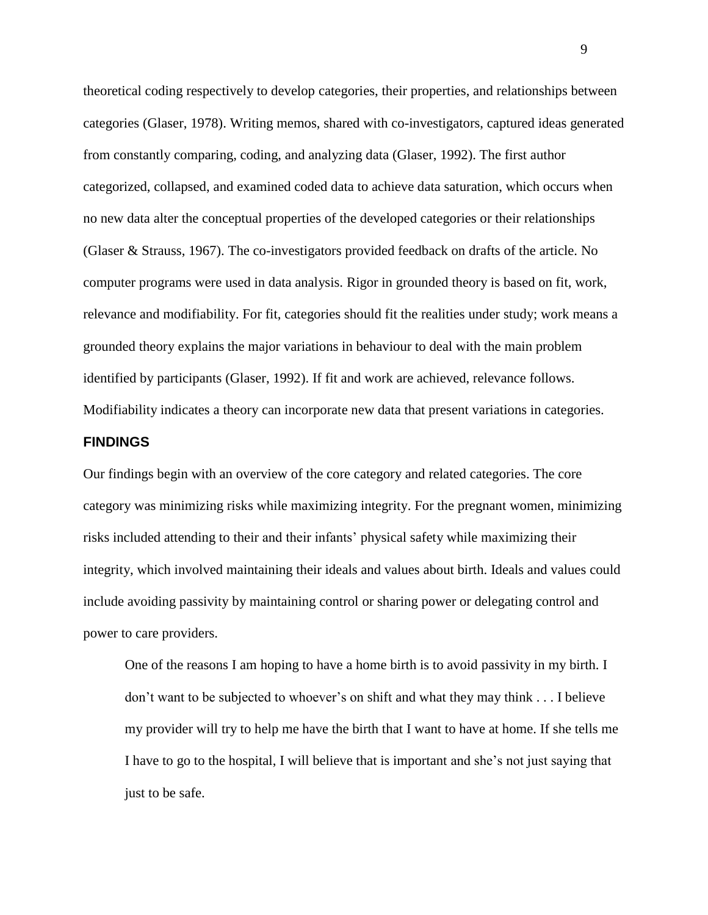theoretical coding respectively to develop categories, their properties, and relationships between categories (Glaser, 1978). Writing memos, shared with co-investigators, captured ideas generated from constantly comparing, coding, and analyzing data (Glaser, 1992). The first author categorized, collapsed, and examined coded data to achieve data saturation, which occurs when no new data alter the conceptual properties of the developed categories or their relationships (Glaser & Strauss, 1967). The co-investigators provided feedback on drafts of the article. No computer programs were used in data analysis. Rigor in grounded theory is based on fit, work, relevance and modifiability. For fit, categories should fit the realities under study; work means a grounded theory explains the major variations in behaviour to deal with the main problem identified by participants (Glaser, 1992). If fit and work are achieved, relevance follows. Modifiability indicates a theory can incorporate new data that present variations in categories.

## FINDINGS

Our findings begin with an overview of the core category and related categories. The core category was minimizing risks while maximizing integrity. For the pregnant women, minimizing risks included attending to their and their infants' physical safety while maximizing their integrity, which involved maintaining their ideals and values about birth. Ideals and values could include avoiding passivity by maintaining control or sharing power or delegating control and power to care providers.

> One of the reasons I am hoping to have a home birth is to avoid passivity in my birth. I don't want to be subjected to whoever's on shift and what they may think . . . I believe my provider will try to help me have the birth that I want to have at home. If she tells me I have to go to the hospital, I will believe that is important and she's not just saying that just to be safe.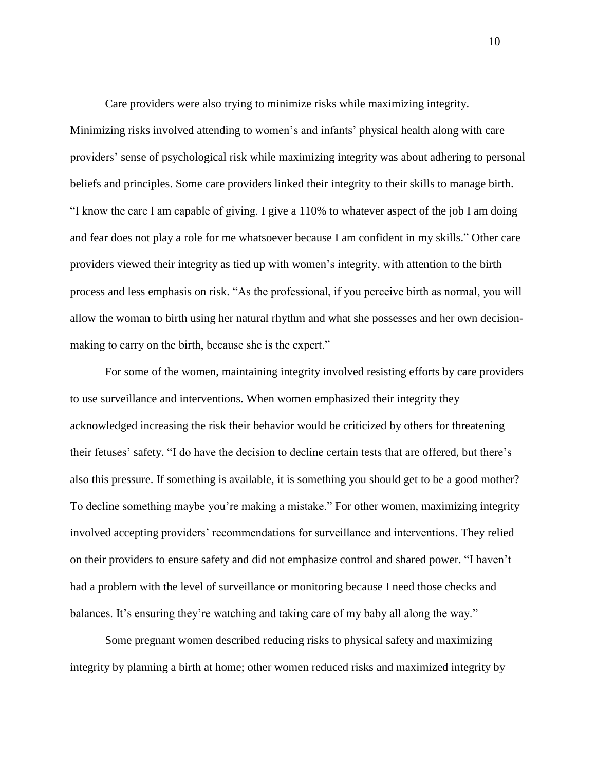Care providers were also trying to minimize risks while maximizing integrity. Minimizing risks involved attending to women's and infants' physical health along with care providers' sense of psychological risk while maximizing integrity was about adhering to personal beliefs and principles. Some care providers linked their integrity to their skills to manage birth. "I know the care I am capable of giving. I give a 110% to whatever aspect of the job I am doing and fear does not play a role for me whatsoever because I am confident in my skills." Other care providers viewed their integrity as tied up with women's integrity, with attention to the birth process and less emphasis on risk. "As the professional, if you perceive birth as normal, you will allow the woman to birth using her natural rhythm and what she possesses and her own decision-making to carry on the birth, because she is the expert."

For some of the women, maintaining integrity involved resisting efforts by care providers to use surveillance and interventions. When women emphasized their integrity they acknowledged increasing the risk their behavior would be criticized by others for threatening their fetuses' safety. "I do have the decision to decline certain tests that are offered, but there's also this pressure. If something is available, it is something you should get to be a good mother? To decline something maybe you're making a mistake." For other women, maximizing integrity involved accepting providers' recommendations for surveillance and interventions. They relied on their providers to ensure safety and did not emphasize control and shared power. "I haven't had a problem with the level of surveillance or monitoring because I need those checks and balances. It's ensuring they're watching and taking care of my baby all along the way."

Some pregnant women described reducing risks to physical safety and maximizing integrity by planning a birth at home; other women reduced risks and maximized integrity by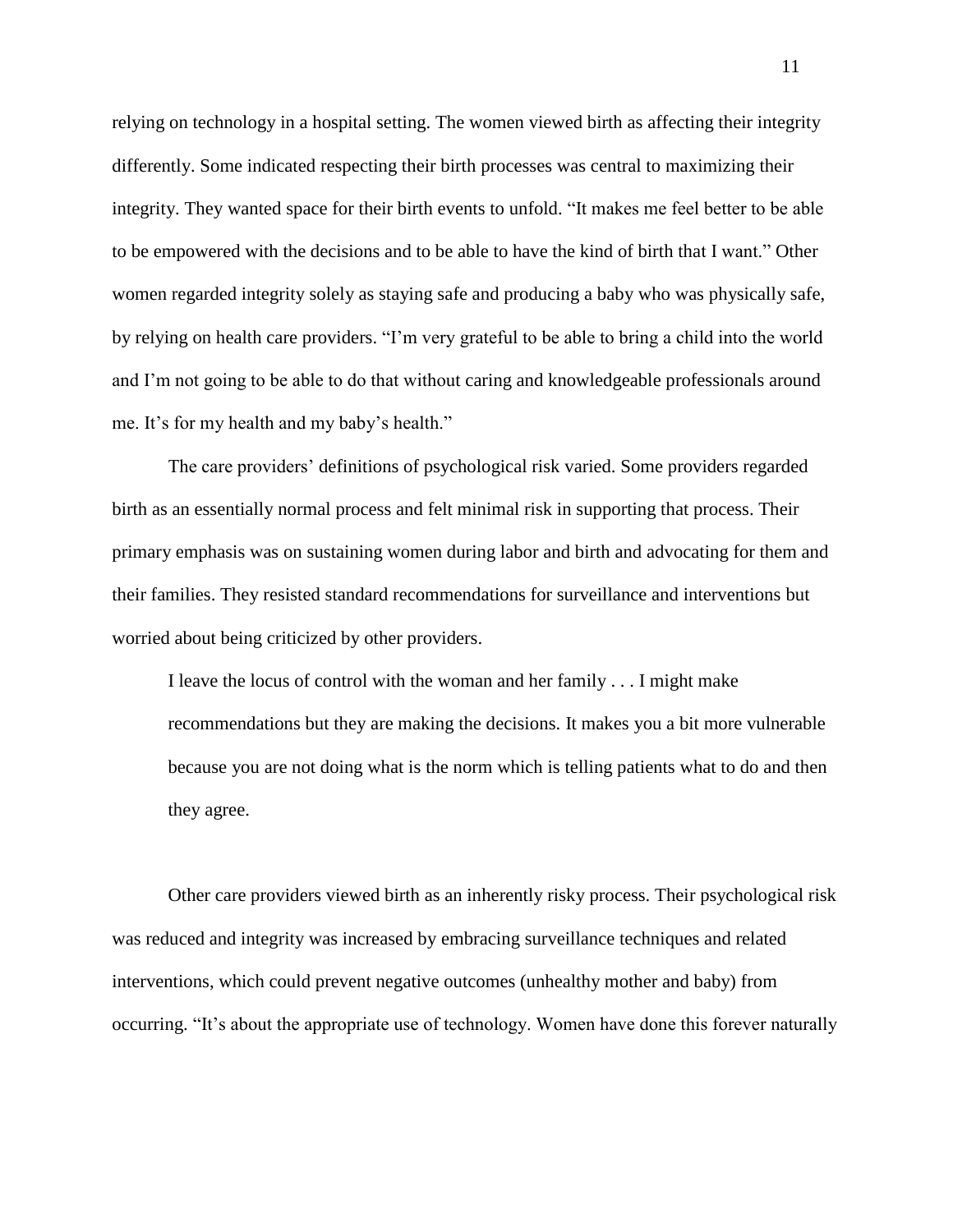relying on technology in a hospital setting. The women viewed birth as affecting their integrity differently. Some indicated respecting their birth processes was central to maximizing their integrity. They wanted space for their birth events to unfold. "It makes me feel better to be able to be empowered with the decisions and to be able to have the kind of birth that I want." Other women regarded integrity solely as staying safe and producing a baby who was physically safe, by relying on health care providers. "I'm very grateful to be able to bring a child into the world and I'm not going to be able to do that without caring and knowledgeable professionals around me. It's for my health and my baby's health."

The care providers' definitions of psychological risk varied. Some providers regarded birth as an essentially normal process and felt minimal risk in supporting that process. Their primary emphasis was on sustaining women during labor and birth and advocating for them and their families. They resisted standard recommendations for surveillance and interventions but worried about being criticized by other providers.

> I leave the locus of control with the woman and her family . . . I might make recommendations but they are making the decisions. It makes you a bit more vulnerable because you are not doing what is the norm which is telling patients what to do and then they agree.

Other care providers viewed birth as an inherently risky process. Their psychological risk was reduced and integrity was increased by embracing surveillance techniques and related interventions, which could prevent negative outcomes (unhealthy mother and baby) from occurring. "It's about the appropriate use of technology. Women have done this forever naturally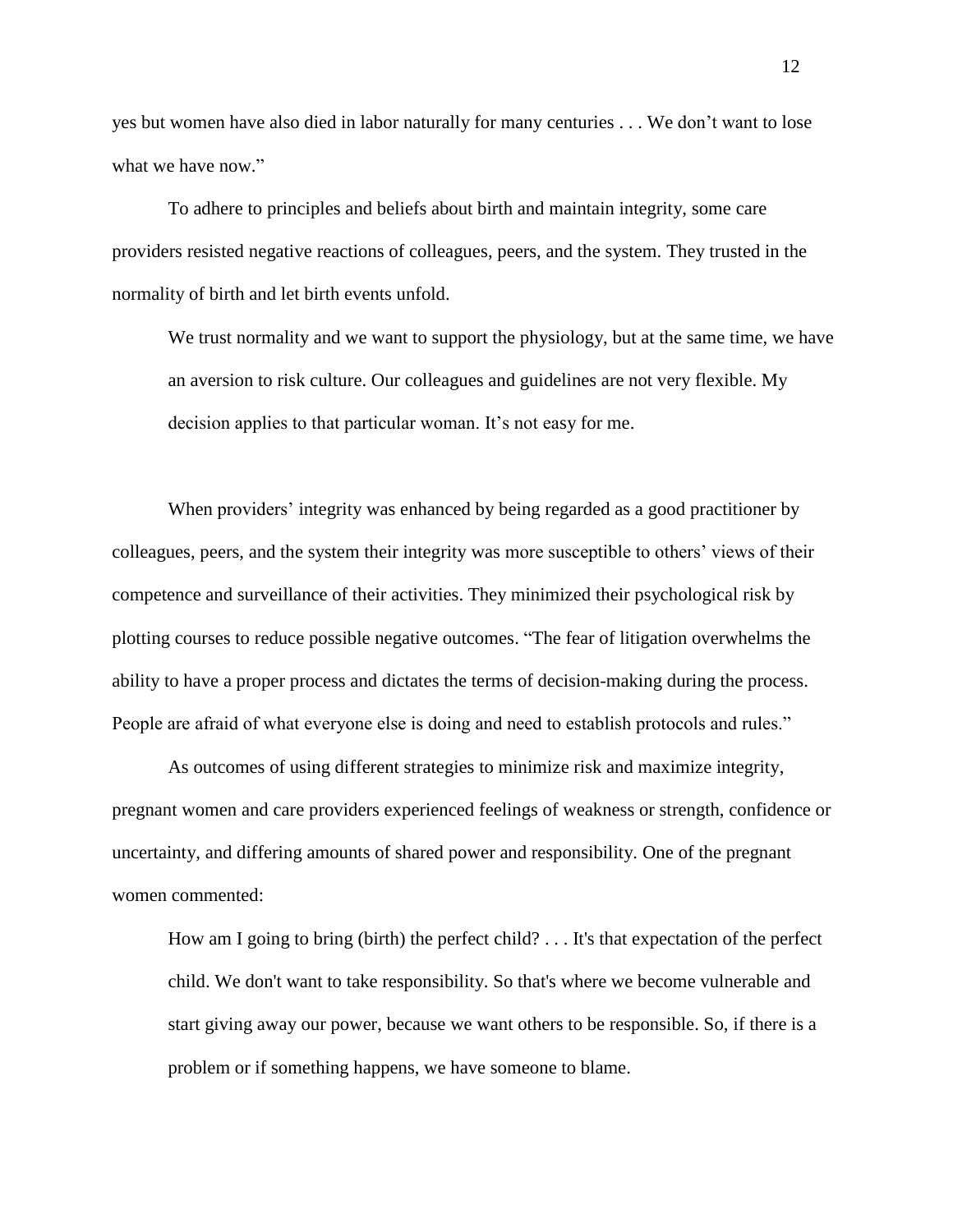yes but women have also died in labor naturally for many centuries . . . We don't want to lose what we have now."

To adhere to principles and beliefs about birth and maintain integrity, some care providers resisted negative reactions of colleagues, peers, and the system. They trusted in the normality of birth and let birth events unfold.

> We trust normality and we want to support the physiology, but at the same time, we have an aversion to risk culture. Our colleagues and guidelines are not very flexible. My decision applies to that particular woman. It's not easy for me.

When providers' integrity was enhanced by being regarded as a good practitioner by colleagues, peers, and the system their integrity was more susceptible to others' views of their competence and surveillance of their activities. They minimized their psychological risk by plotting courses to reduce possible negative outcomes. "The fear of litigation overwhelms the ability to have a proper process and dictates the terms of decision-making during the process. People are afraid of what everyone else is doing and need to establish protocols and rules."

As outcomes of using different strategies to minimize risk and maximize integrity, pregnant women and care providers experienced feelings of weakness or strength, confidence or uncertainty, and differing amounts of shared power and responsibility. One of the pregnant women commented:

> How am I going to bring (birth) the perfect child? . . . It's that expectation of the perfect child. We don't want to take responsibility. So that's where we become vulnerable and start giving away our power, because we want others to be responsible. So, if there is a problem or if something happens, we have someone to blame.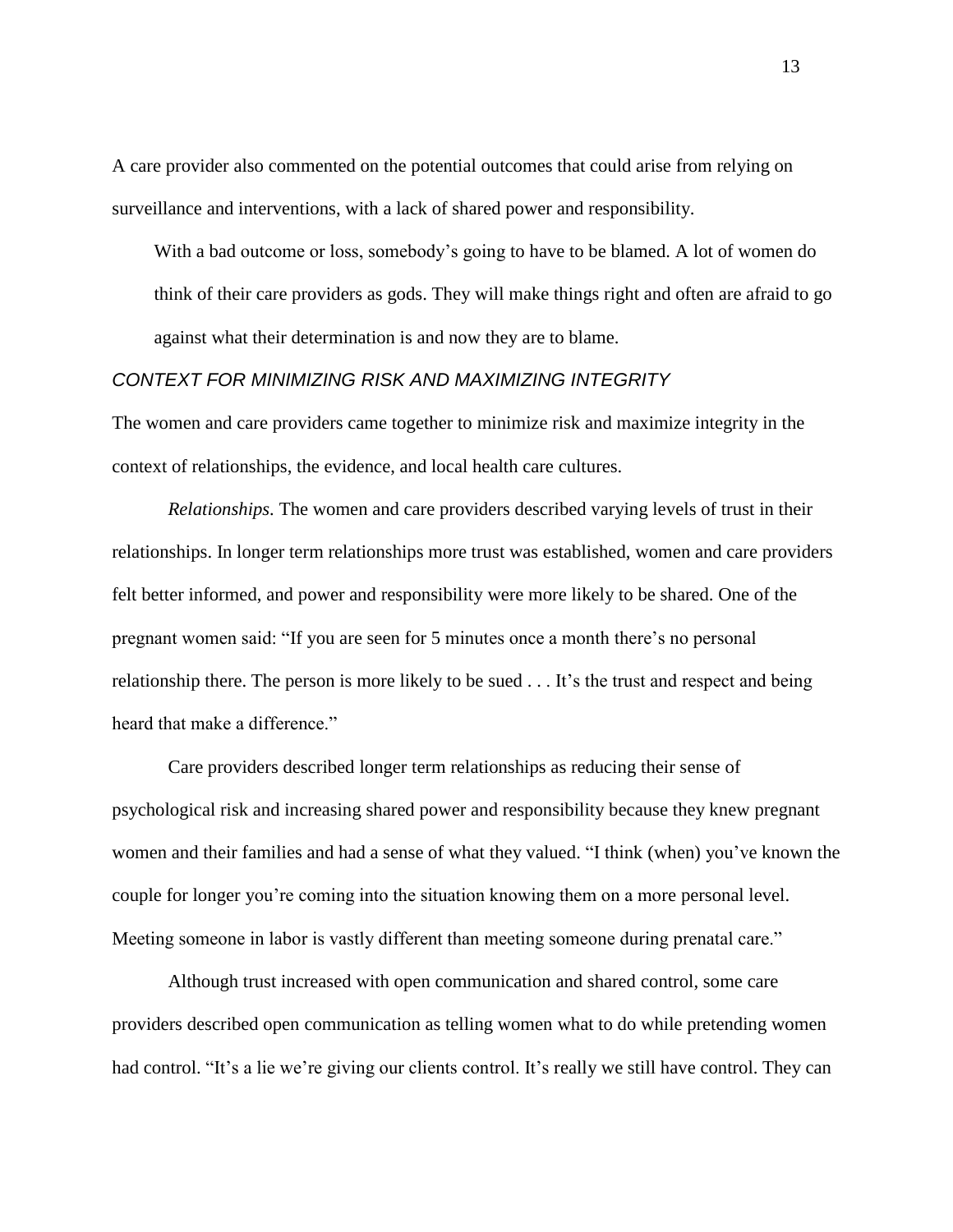A care provider also commented on the potential outcomes that could arise from relying on surveillance and interventions, with a lack of shared power and responsibility.

> With a bad outcome or loss, somebody's going to have to be blamed. A lot of women do think of their care providers as gods. They will make things right and often are afraid to go against what their determination is and now they are to blame.

### *CONTEXT FOR MINIMIZING RISK AND MAXIMIZING INTEGRITY*

The women and care providers came together to minimize risk and maximize integrity in the context of relationships, the evidence, and local health care cultures.

*Relationships.* The women and care providers described varying levels of trust in their relationships. In longer term relationships more trust was established, women and care providers felt better informed, and power and responsibility were more likely to be shared. One of the pregnant women said: "If you are seen for 5 minutes once a month there's no personal relationship there. The person is more likely to be sued . . . It's the trust and respect and being heard that make a difference."

Care providers described longer term relationships as reducing their sense of psychological risk and increasing shared power and responsibility because they knew pregnant women and their families and had a sense of what they valued. "I think (when) you've known the couple for longer you're coming into the situation knowing them on a more personal level. Meeting someone in labor is vastly different than meeting someone during prenatal care."

Although trust increased with open communication and shared control, some care providers described open communication as telling women what to do while pretending women had control. "It's a lie we're giving our clients control. It's really we still have control. They can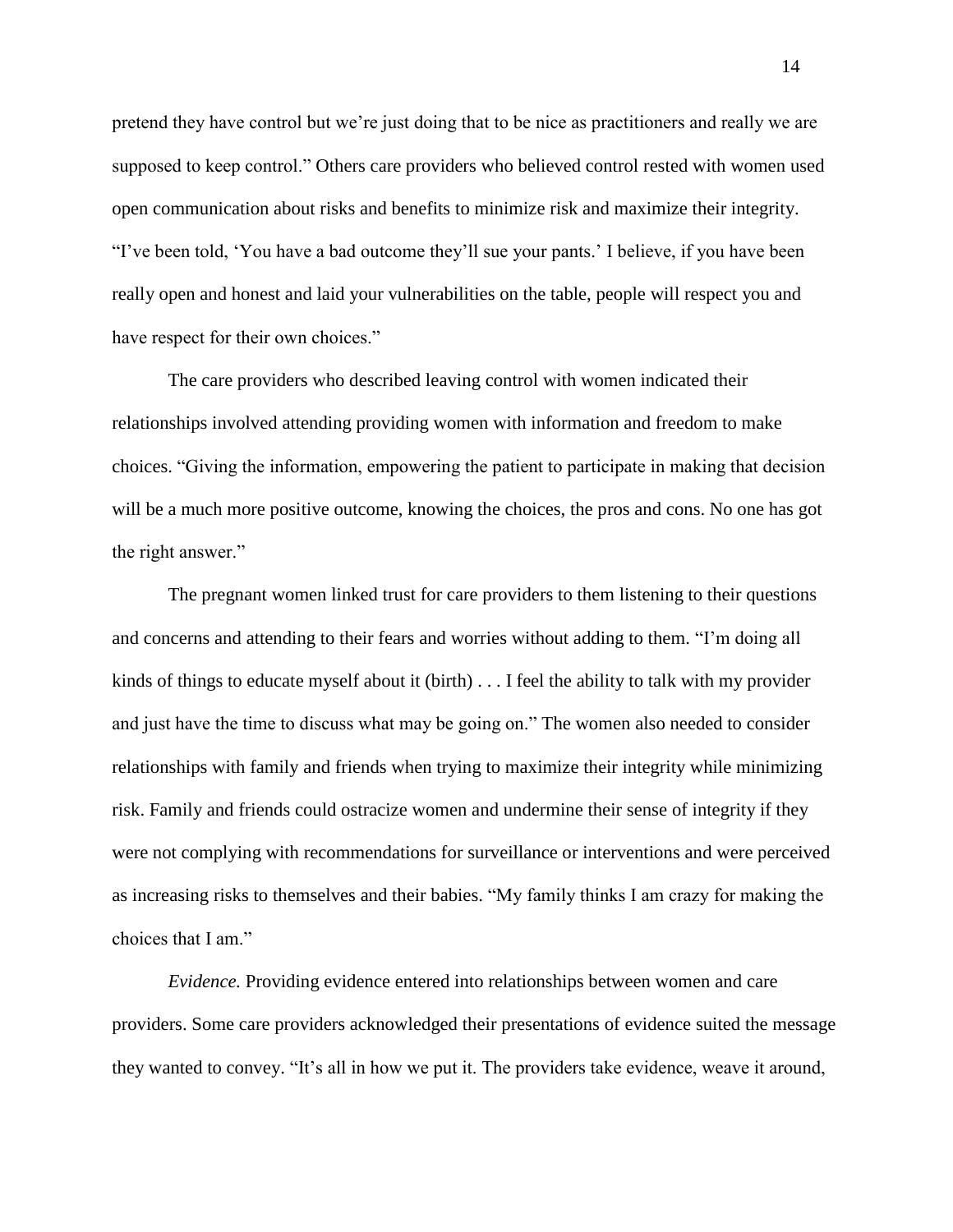pretend they have control but we're just doing that to be nice as practitioners and really we are supposed to keep control." Others care providers who believed control rested with women used open communication about risks and benefits to minimize risk and maximize their integrity. "I've been told, 'You have a bad outcome they'll sue your pants.' I believe, if you have been really open and honest and laid your vulnerabilities on the table, people will respect you and have respect for their own choices."

The care providers who described leaving control with women indicated their relationships involved attending providing women with information and freedom to make choices. "Giving the information, empowering the patient to participate in making that decision will be a much more positive outcome, knowing the choices, the pros and cons. No one has got the right answer."

The pregnant women linked trust for care providers to them listening to their questions and concerns and attending to their fears and worries without adding to them. "I'm doing all kinds of things to educate myself about it (birth) . . . I feel the ability to talk with my provider and just have the time to discuss what may be going on." The women also needed to consider relationships with family and friends when trying to maximize their integrity while minimizing risk. Family and friends could ostracize women and undermine their sense of integrity if they were not complying with recommendations for surveillance or interventions and were perceived as increasing risks to themselves and their babies. "My family thinks I am crazy for making the choices that I am."

*Evidence.* Providing evidence entered into relationships between women and care providers. Some care providers acknowledged their presentations of evidence suited the message they wanted to convey. "It's all in how we put it. The providers take evidence, weave it around,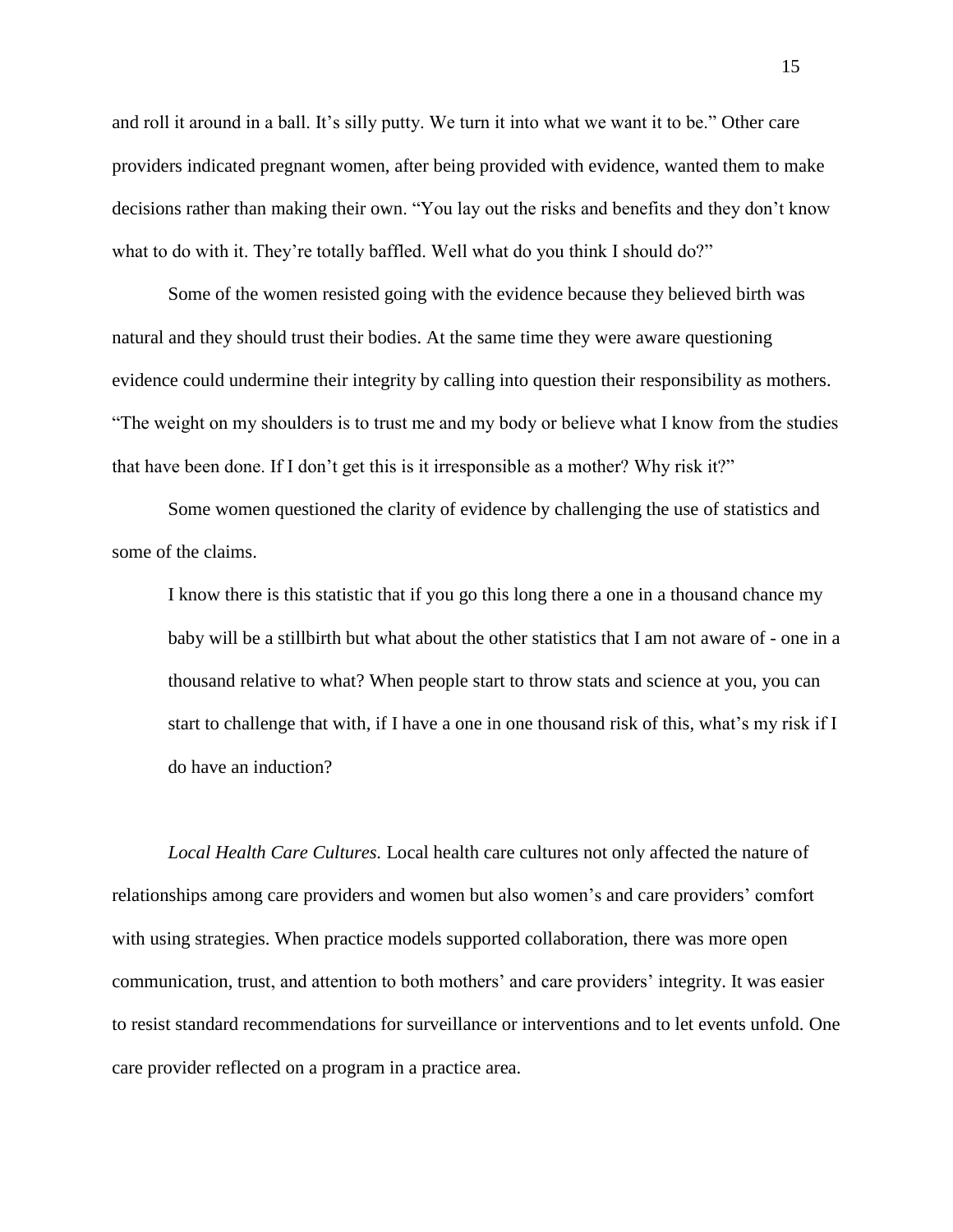and roll it around in a ball. It's silly putty. We turn it into what we want it to be." Other care providers indicated pregnant women, after being provided with evidence, wanted them to make decisions rather than making their own. "You lay out the risks and benefits and they don't know what to do with it. They're totally baffled. Well what do you think I should do?"

Some of the women resisted going with the evidence because they believed birth was natural and they should trust their bodies. At the same time they were aware questioning evidence could undermine their integrity by calling into question their responsibility as mothers. "The weight on my shoulders is to trust me and my body or believe what I know from the studies that have been done. If I don't get this is it irresponsible as a mother? Why risk it?"

Some women questioned the clarity of evidence by challenging the use of statistics and some of the claims.

> I know there is this statistic that if you go this long there a one in a thousand chance my baby will be a stillbirth but what about the other statistics that I am not aware of - one in a thousand relative to what? When people start to throw stats and science at you, you can start to challenge that with, if I have a one in one thousand risk of this, what's my risk if I do have an induction?

*Local Health Care Cultures.* Local health care cultures not only affected the nature of relationships among care providers and women but also women's and care providers' comfort with using strategies. When practice models supported collaboration, there was more open communication, trust, and attention to both mothers' and care providers' integrity. It was easier to resist standard recommendations for surveillance or interventions and to let events unfold. One care provider reflected on a program in a practice area.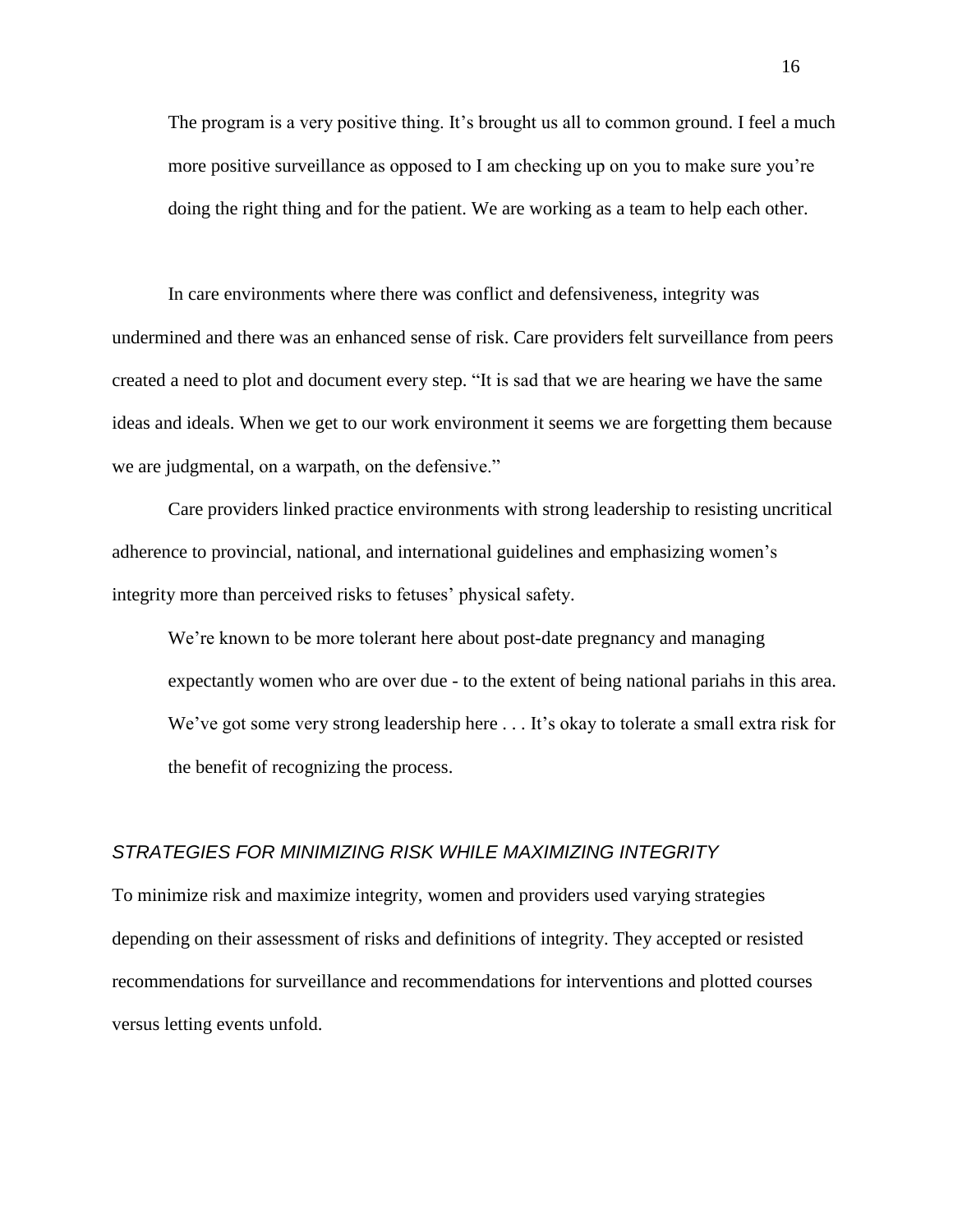> The program is a very positive thing. It's brought us all to common ground. I feel a much more positive surveillance as opposed to I am checking up on you to make sure you're doing the right thing and for the patient. We are working as a team to help each other.

In care environments where there was conflict and defensiveness, integrity was undermined and there was an enhanced sense of risk. Care providers felt surveillance from peers created a need to plot and document every step. "It is sad that we are hearing we have the same ideas and ideals. When we get to our work environment it seems we are forgetting them because we are judgmental, on a warpath, on the defensive."

Care providers linked practice environments with strong leadership to resisting uncritical adherence to provincial, national, and international guidelines and emphasizing women's integrity more than perceived risks to fetuses' physical safety.

> We're known to be more tolerant here about post-date pregnancy and managing expectantly women who are over due - to the extent of being national pariahs in this area. We've got some very strong leadership here . . . It's okay to tolerate a small extra risk for the benefit of recognizing the process.

### *STRATEGIES FOR MINIMIZING RISK WHILE MAXIMIZING INTEGRITY*

To minimize risk and maximize integrity, women and providers used varying strategies depending on their assessment of risks and definitions of integrity. They accepted or resisted recommendations for surveillance and recommendations for interventions and plotted courses versus letting events unfold.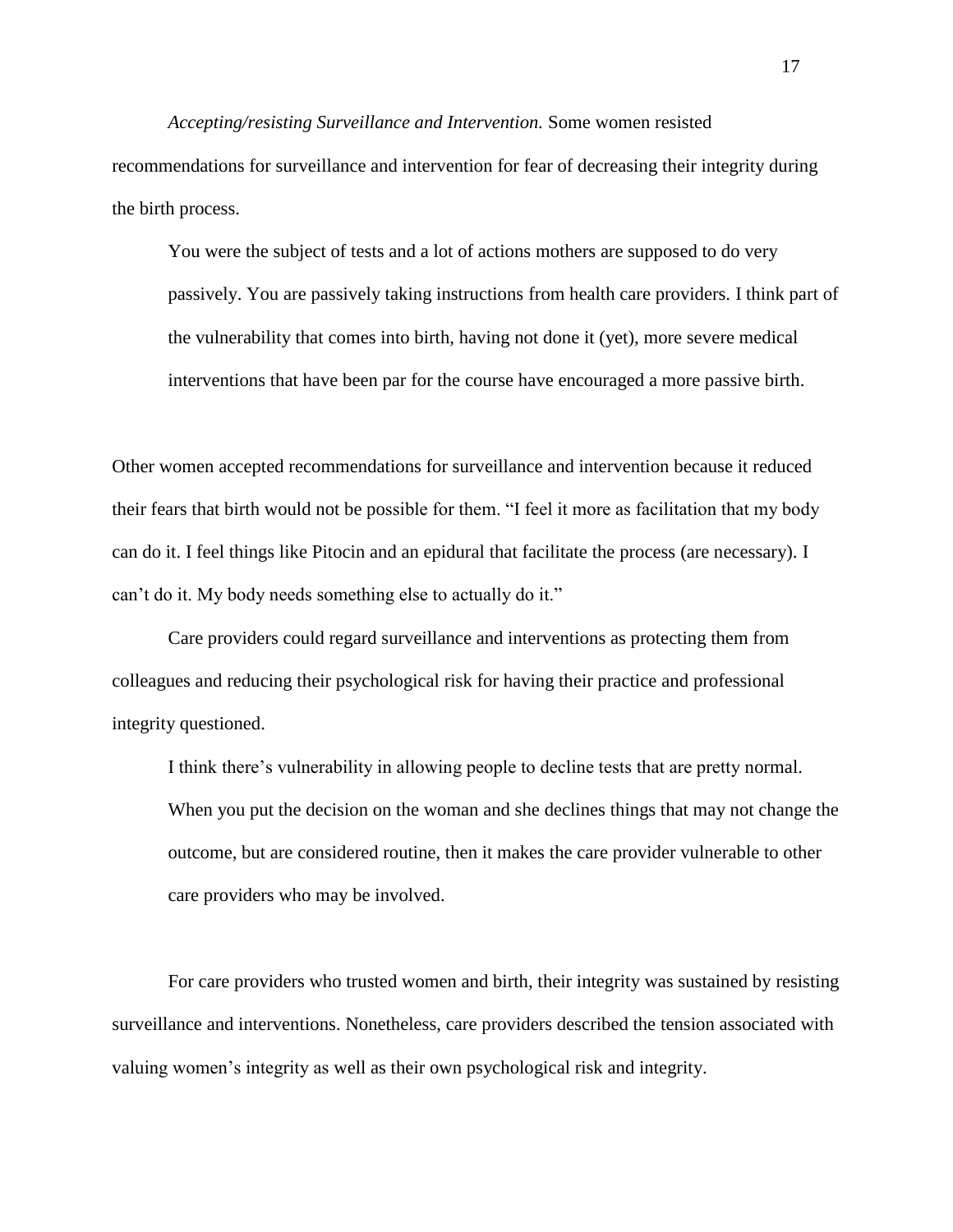*Accepting/resisting Surveillance and Intervention.* Some women resisted recommendations for surveillance and intervention for fear of decreasing their integrity during the birth process.

> You were the subject of tests and a lot of actions mothers are supposed to do very passively. You are passively taking instructions from health care providers. I think part of the vulnerability that comes into birth, having not done it (yet), more severe medical interventions that have been par for the course have encouraged a more passive birth.

Other women accepted recommendations for surveillance and intervention because it reduced their fears that birth would not be possible for them. "I feel it more as facilitation that my body can do it. I feel things like Pitocin and an epidural that facilitate the process (are necessary). I can't do it. My body needs something else to actually do it."

Care providers could regard surveillance and interventions as protecting them from colleagues and reducing their psychological risk for having their practice and professional integrity questioned.

> I think there's vulnerability in allowing people to decline tests that are pretty normal. When you put the decision on the woman and she declines things that may not change the outcome, but are considered routine, then it makes the care provider vulnerable to other care providers who may be involved.

For care providers who trusted women and birth, their integrity was sustained by resisting surveillance and interventions. Nonetheless, care providers described the tension associated with valuing women's integrity as well as their own psychological risk and integrity.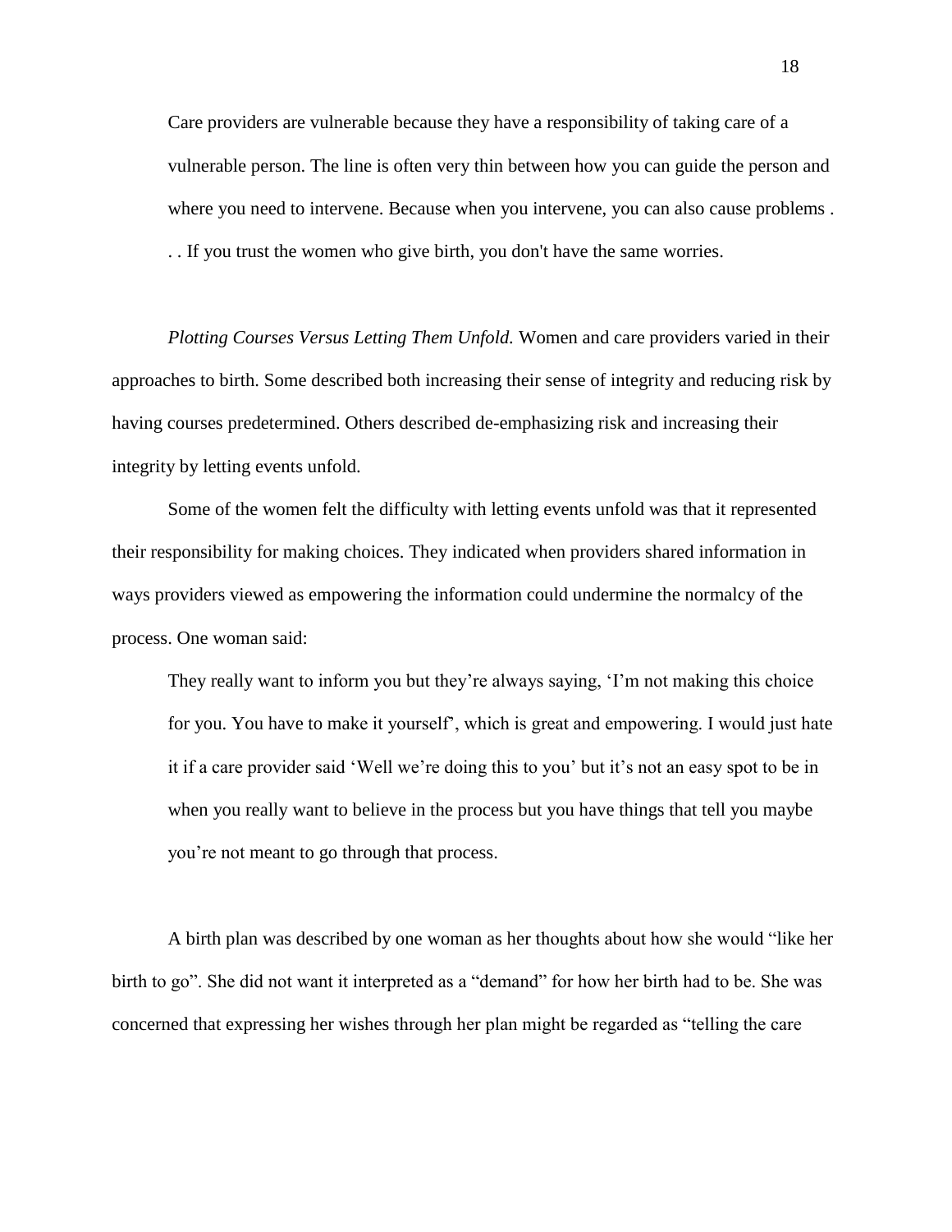> Care providers are vulnerable because they have a responsibility of taking care of a vulnerable person. The line is often very thin between how you can guide the person and where you need to intervene. Because when you intervene, you can also cause problems . . . If you trust the women who give birth, you don't have the same worries.

*Plotting Courses Versus Letting Them Unfold.* Women and care providers varied in their approaches to birth. Some described both increasing their sense of integrity and reducing risk by having courses predetermined. Others described de-emphasizing risk and increasing their integrity by letting events unfold.

Some of the women felt the difficulty with letting events unfold was that it represented their responsibility for making choices. They indicated when providers shared information in ways providers viewed as empowering the information could undermine the normalcy of the process. One woman said:

> They really want to inform you but they're always saying, 'I'm not making this choice for you. You have to make it yourself', which is great and empowering. I would just hate it if a care provider said 'Well we're doing this to you' but it's not an easy spot to be in when you really want to believe in the process but you have things that tell you maybe you're not meant to go through that process.

A birth plan was described by one woman as her thoughts about how she would "like her birth to go". She did not want it interpreted as a "demand" for how her birth had to be. She was concerned that expressing her wishes through her plan might be regarded as "telling the care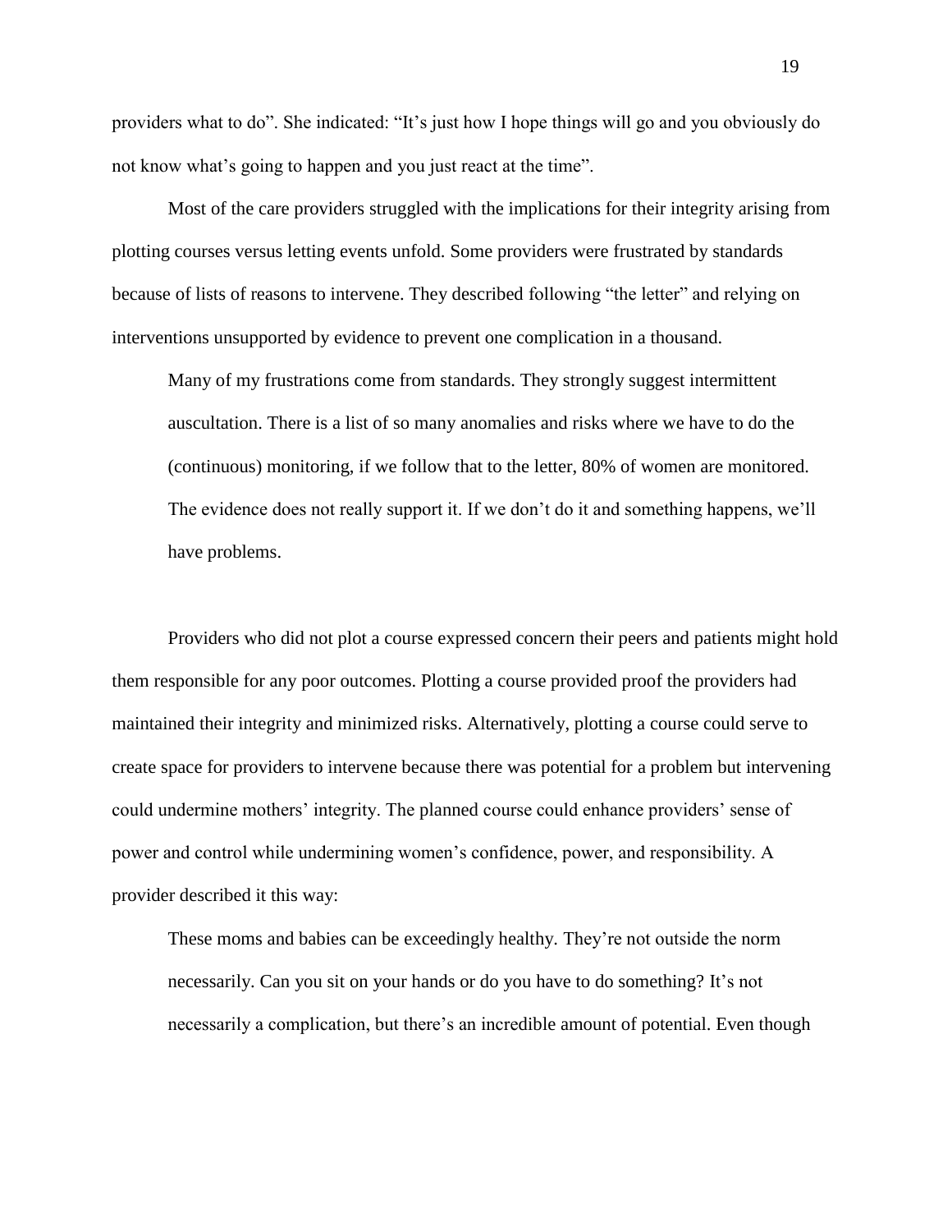providers what to do". She indicated: "It's just how I hope things will go and you obviously do not know what's going to happen and you just react at the time".

Most of the care providers struggled with the implications for their integrity arising from plotting courses versus letting events unfold. Some providers were frustrated by standards because of lists of reasons to intervene. They described following "the letter" and relying on interventions unsupported by evidence to prevent one complication in a thousand.

> Many of my frustrations come from standards. They strongly suggest intermittent auscultation. There is a list of so many anomalies and risks where we have to do the (continuous) monitoring, if we follow that to the letter, 80% of women are monitored. The evidence does not really support it. If we don't do it and something happens, we'll have problems.

Providers who did not plot a course expressed concern their peers and patients might hold them responsible for any poor outcomes. Plotting a course provided proof the providers had maintained their integrity and minimized risks. Alternatively, plotting a course could serve to create space for providers to intervene because there was potential for a problem but intervening could undermine mothers' integrity. The planned course could enhance providers' sense of power and control while undermining women's confidence, power, and responsibility. A provider described it this way:

> These moms and babies can be exceedingly healthy. They're not outside the norm necessarily. Can you sit on your hands or do you have to do something? It's not necessarily a complication, but there's an incredible amount of potential. Even though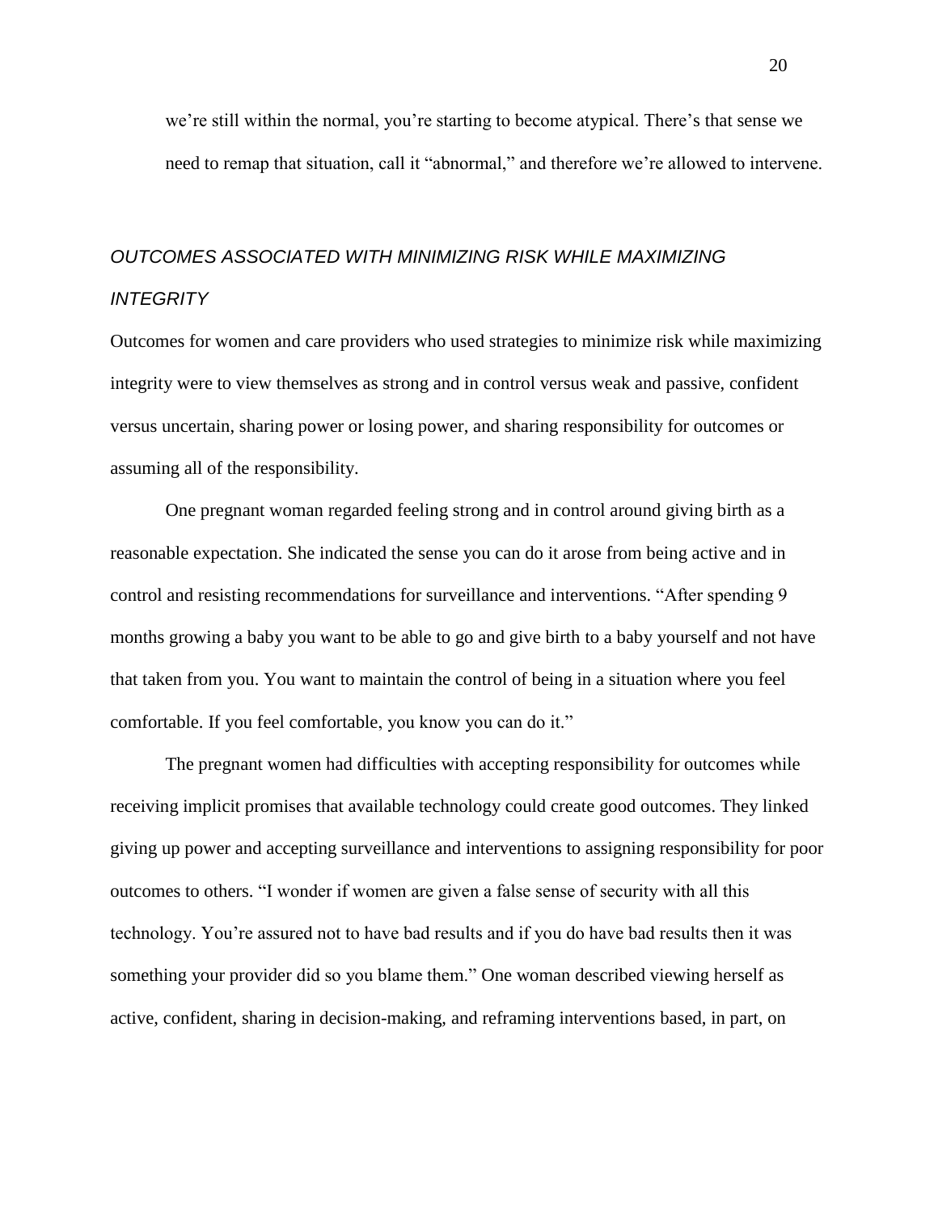we're still within the normal, you're starting to become atypical. There's that sense we need to remap that situation, call it "abnormal," and therefore we're allowed to intervene.

### *OUTCOMES ASSOCIATED WITH MINIMIZING RISK WHILE MAXIMIZING INTEGRITY*

Outcomes for women and care providers who used strategies to minimize risk while maximizing integrity were to view themselves as strong and in control versus weak and passive, confident versus uncertain, sharing power or losing power, and sharing responsibility for outcomes or assuming all of the responsibility.

One pregnant woman regarded feeling strong and in control around giving birth as a reasonable expectation. She indicated the sense you can do it arose from being active and in control and resisting recommendations for surveillance and interventions. "After spending 9 months growing a baby you want to be able to go and give birth to a baby yourself and not have that taken from you. You want to maintain the control of being in a situation where you feel comfortable. If you feel comfortable, you know you can do it."

The pregnant women had difficulties with accepting responsibility for outcomes while receiving implicit promises that available technology could create good outcomes. They linked giving up power and accepting surveillance and interventions to assigning responsibility for poor outcomes to others. "I wonder if women are given a false sense of security with all this technology. You're assured not to have bad results and if you do have bad results then it was something your provider did so you blame them." One woman described viewing herself as active, confident, sharing in decision-making, and reframing interventions based, in part, on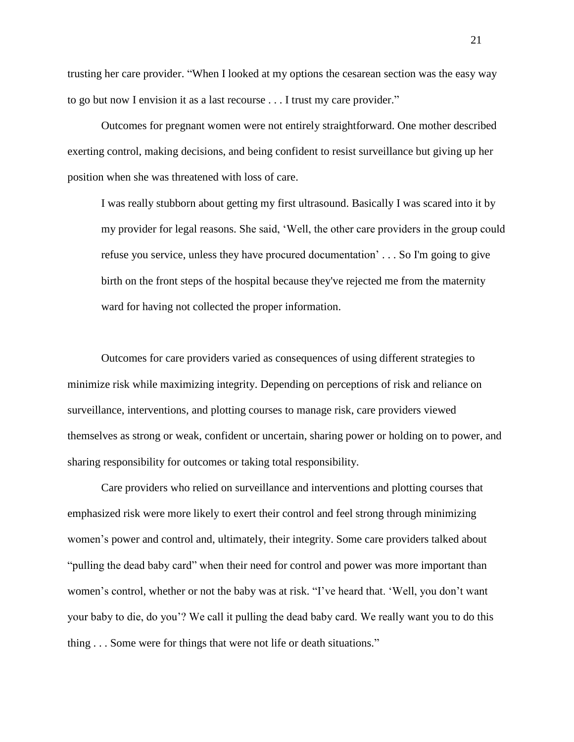trusting her care provider. "When I looked at my options the cesarean section was the easy way to go but now I envision it as a last recourse . . . I trust my care provider."

Outcomes for pregnant women were not entirely straightforward. One mother described exerting control, making decisions, and being confident to resist surveillance but giving up her position when she was threatened with loss of care.

> I was really stubborn about getting my first ultrasound. Basically I was scared into it by my provider for legal reasons. She said, 'Well, the other care providers in the group could refuse you service, unless they have procured documentation' . . . So I'm going to give birth on the front steps of the hospital because they've rejected me from the maternity ward for having not collected the proper information.

Outcomes for care providers varied as consequences of using different strategies to minimize risk while maximizing integrity. Depending on perceptions of risk and reliance on surveillance, interventions, and plotting courses to manage risk, care providers viewed themselves as strong or weak, confident or uncertain, sharing power or holding on to power, and sharing responsibility for outcomes or taking total responsibility.

Care providers who relied on surveillance and interventions and plotting courses that emphasized risk were more likely to exert their control and feel strong through minimizing women's power and control and, ultimately, their integrity. Some care providers talked about "pulling the dead baby card" when their need for control and power was more important than women's control, whether or not the baby was at risk. "I've heard that. 'Well, you don't want your baby to die, do you'? We call it pulling the dead baby card. We really want you to do this thing . . . Some were for things that were not life or death situations."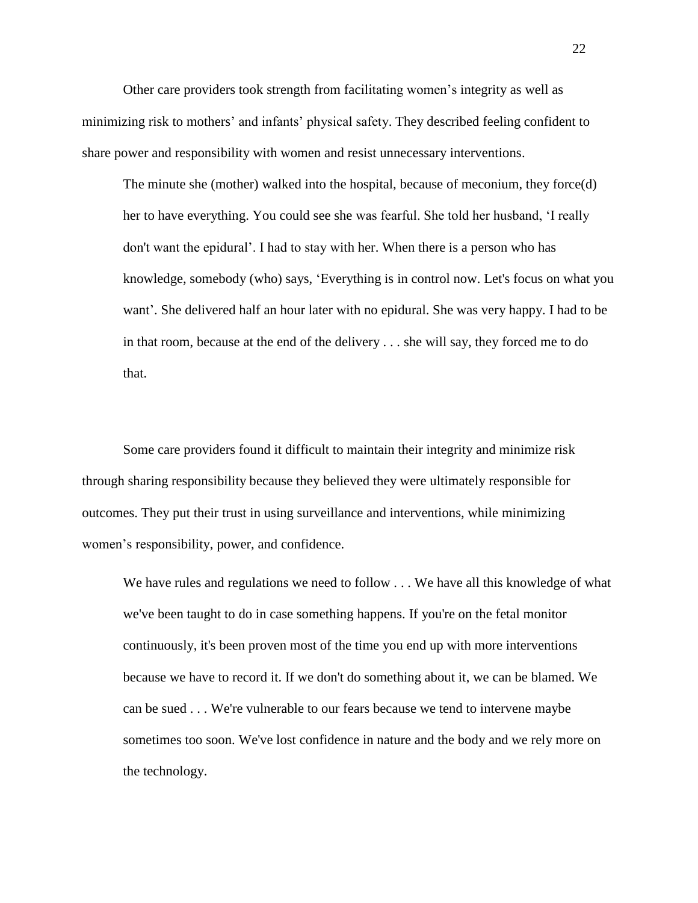Other care providers took strength from facilitating women's integrity as well as minimizing risk to mothers' and infants' physical safety. They described feeling confident to share power and responsibility with women and resist unnecessary interventions.

> The minute she (mother) walked into the hospital, because of meconium, they force(d) her to have everything. You could see she was fearful. She told her husband, 'I really don't want the epidural'. I had to stay with her. When there is a person who has knowledge, somebody (who) says, 'Everything is in control now. Let's focus on what you want'. She delivered half an hour later with no epidural. She was very happy. I had to be in that room, because at the end of the delivery . . . she will say, they forced me to do that.

Some care providers found it difficult to maintain their integrity and minimize risk through sharing responsibility because they believed they were ultimately responsible for outcomes. They put their trust in using surveillance and interventions, while minimizing women's responsibility, power, and confidence.

> We have rules and regulations we need to follow . . . We have all this knowledge of what we've been taught to do in case something happens. If you're on the fetal monitor continuously, it's been proven most of the time you end up with more interventions because we have to record it. If we don't do something about it, we can be blamed. We can be sued . . . We're vulnerable to our fears because we tend to intervene maybe sometimes too soon. We've lost confidence in nature and the body and we rely more on the technology.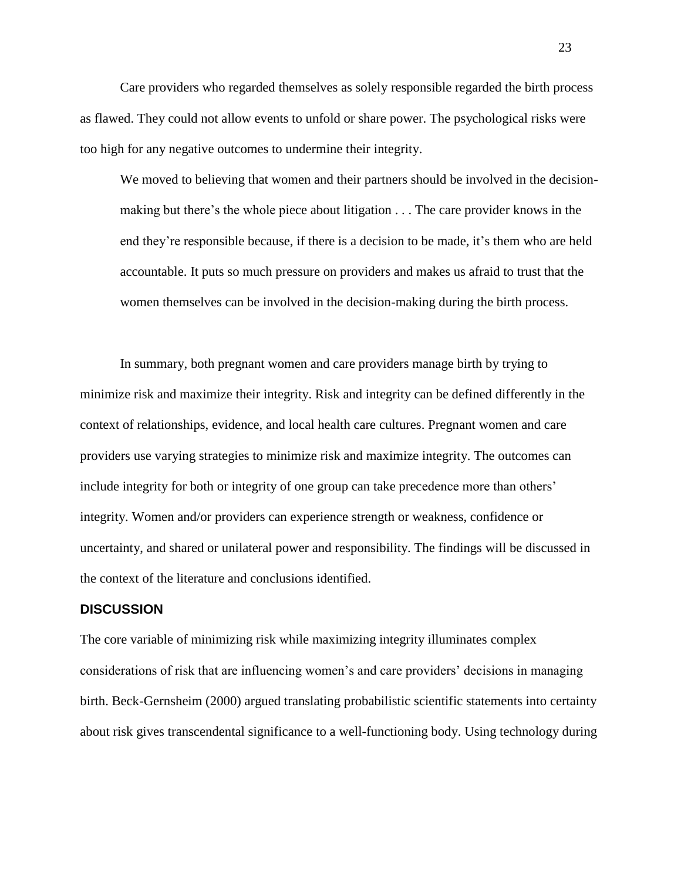Care providers who regarded themselves as solely responsible regarded the birth process as flawed. They could not allow events to unfold or share power. The psychological risks were too high for any negative outcomes to undermine their integrity.

> We moved to believing that women and their partners should be involved in the decision-making but there's the whole piece about litigation . . . The care provider knows in the end they're responsible because, if there is a decision to be made, it's them who are held accountable. It puts so much pressure on providers and makes us afraid to trust that the women themselves can be involved in the decision-making during the birth process.

In summary, both pregnant women and care providers manage birth by trying to minimize risk and maximize their integrity. Risk and integrity can be defined differently in the context of relationships, evidence, and local health care cultures. Pregnant women and care providers use varying strategies to minimize risk and maximize integrity. The outcomes can include integrity for both or integrity of one group can take precedence more than others' integrity. Women and/or providers can experience strength or weakness, confidence or uncertainty, and shared or unilateral power and responsibility. The findings will be discussed in the context of the literature and conclusions identified.

## DISCUSSION

The core variable of minimizing risk while maximizing integrity illuminates complex considerations of risk that are influencing women's and care providers' decisions in managing birth. Beck-Gernsheim (2000) argued translating probabilistic scientific statements into certainty about risk gives transcendental significance to a well-functioning body. Using technology during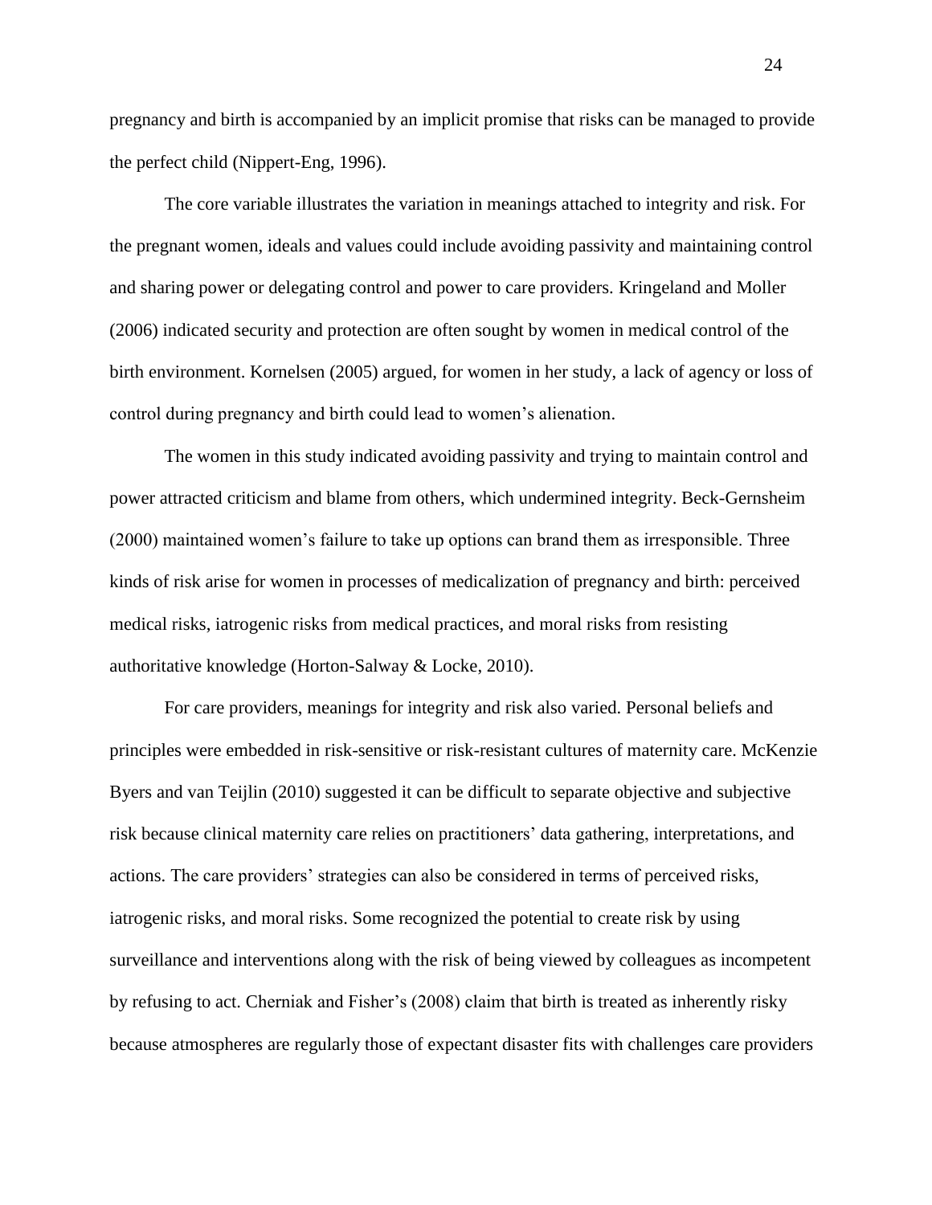pregnancy and birth is accompanied by an implicit promise that risks can be managed to provide the perfect child (Nippert-Eng, 1996).

The core variable illustrates the variation in meanings attached to integrity and risk. For the pregnant women, ideals and values could include avoiding passivity and maintaining control and sharing power or delegating control and power to care providers. Kringeland and Moller (2006) indicated security and protection are often sought by women in medical control of the birth environment. Kornelsen (2005) argued, for women in her study, a lack of agency or loss of control during pregnancy and birth could lead to women's alienation.

The women in this study indicated avoiding passivity and trying to maintain control and power attracted criticism and blame from others, which undermined integrity. Beck-Gernsheim (2000) maintained women's failure to take up options can brand them as irresponsible. Three kinds of risk arise for women in processes of medicalization of pregnancy and birth: perceived medical risks, iatrogenic risks from medical practices, and moral risks from resisting authoritative knowledge (Horton-Salway & Locke, 2010).

For care providers, meanings for integrity and risk also varied. Personal beliefs and principles were embedded in risk-sensitive or risk-resistant cultures of maternity care. McKenzie Byers and van Teijlin (2010) suggested it can be difficult to separate objective and subjective risk because clinical maternity care relies on practitioners' data gathering, interpretations, and actions. The care providers' strategies can also be considered in terms of perceived risks, iatrogenic risks, and moral risks. Some recognized the potential to create risk by using surveillance and interventions along with the risk of being viewed by colleagues as incompetent by refusing to act. Cherniak and Fisher's (2008) claim that birth is treated as inherently risky because atmospheres are regularly those of expectant disaster fits with challenges care providers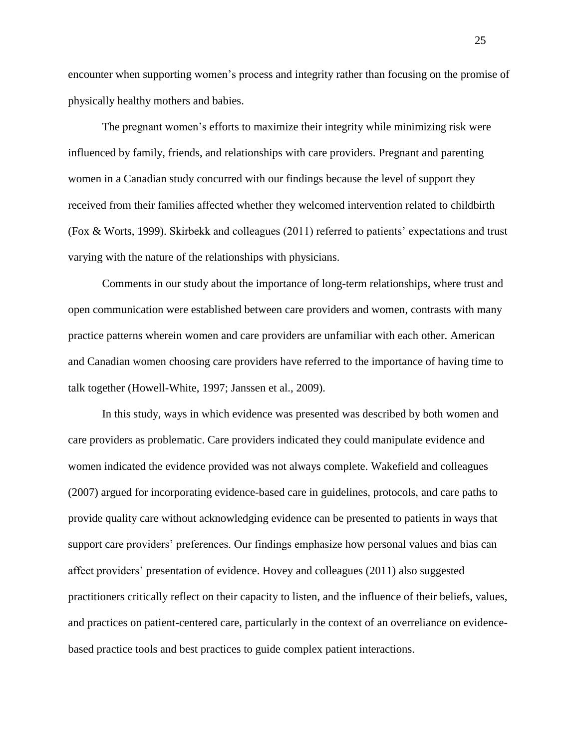encounter when supporting women's process and integrity rather than focusing on the promise of physically healthy mothers and babies.

The pregnant women's efforts to maximize their integrity while minimizing risk were influenced by family, friends, and relationships with care providers. Pregnant and parenting women in a Canadian study concurred with our findings because the level of support they received from their families affected whether they welcomed intervention related to childbirth (Fox & Worts, 1999). Skirbekk and colleagues (2011) referred to patients' expectations and trust varying with the nature of the relationships with physicians.

Comments in our study about the importance of long-term relationships, where trust and open communication were established between care providers and women, contrasts with many practice patterns wherein women and care providers are unfamiliar with each other. American and Canadian women choosing care providers have referred to the importance of having time to talk together (Howell-White, 1997; Janssen et al., 2009).

In this study, ways in which evidence was presented was described by both women and care providers as problematic. Care providers indicated they could manipulate evidence and women indicated the evidence provided was not always complete. Wakefield and colleagues (2007) argued for incorporating evidence-based care in guidelines, protocols, and care paths to provide quality care without acknowledging evidence can be presented to patients in ways that support care providers' preferences. Our findings emphasize how personal values and bias can affect providers' presentation of evidence. Hovey and colleagues (2011) also suggested practitioners critically reflect on their capacity to listen, and the influence of their beliefs, values, and practices on patient-centered care, particularly in the context of an overreliance on evidence-based practice tools and best practices to guide complex patient interactions.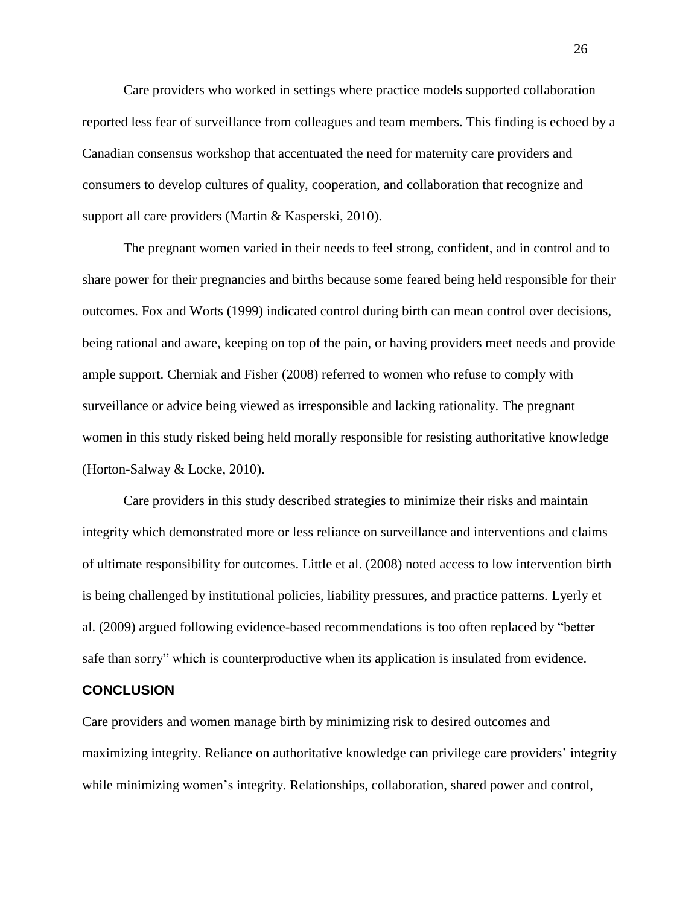Care providers who worked in settings where practice models supported collaboration reported less fear of surveillance from colleagues and team members. This finding is echoed by a Canadian consensus workshop that accentuated the need for maternity care providers and consumers to develop cultures of quality, cooperation, and collaboration that recognize and support all care providers (Martin & Kasperski, 2010).

The pregnant women varied in their needs to feel strong, confident, and in control and to share power for their pregnancies and births because some feared being held responsible for their outcomes. Fox and Worts (1999) indicated control during birth can mean control over decisions, being rational and aware, keeping on top of the pain, or having providers meet needs and provide ample support. Cherniak and Fisher (2008) referred to women who refuse to comply with surveillance or advice being viewed as irresponsible and lacking rationality. The pregnant women in this study risked being held morally responsible for resisting authoritative knowledge (Horton-Salway & Locke, 2010).

Care providers in this study described strategies to minimize their risks and maintain integrity which demonstrated more or less reliance on surveillance and interventions and claims of ultimate responsibility for outcomes. Little et al. (2008) noted access to low intervention birth is being challenged by institutional policies, liability pressures, and practice patterns. Lyerly et al. (2009) argued following evidence-based recommendations is too often replaced by "better safe than sorry" which is counterproductive when its application is insulated from evidence.

## CONCLUSION

Care providers and women manage birth by minimizing risk to desired outcomes and maximizing integrity. Reliance on authoritative knowledge can privilege care providers' integrity while minimizing women's integrity. Relationships, collaboration, shared power and control,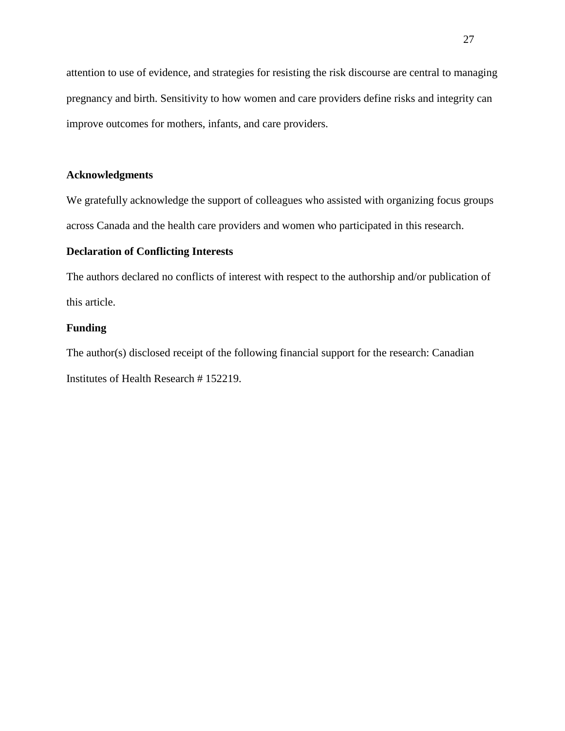attention to use of evidence, and strategies for resisting the risk discourse are central to managing pregnancy and birth. Sensitivity to how women and care providers define risks and integrity can improve outcomes for mothers, infants, and care providers.

## Acknowledgments

We gratefully acknowledge the support of colleagues who assisted with organizing focus groups across Canada and the health care providers and women who participated in this research.

## Declaration of Conflicting Interests

The authors declared no conflicts of interest with respect to the authorship and/or publication of this article.

## Funding

The author(s) disclosed receipt of the following financial support for the research: Canadian Institutes of Health Research # 152219.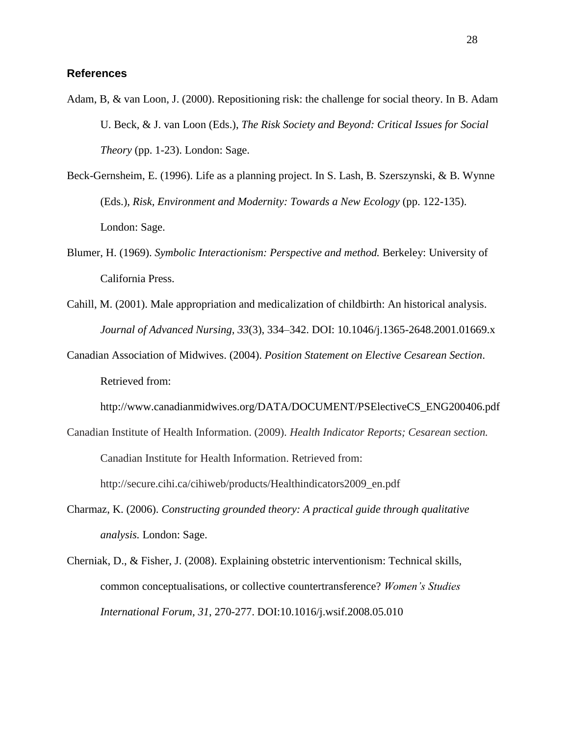## References

Adam, B, & van Loon, J. (2000). Repositioning risk: the challenge for social theory. In B. Adam U. Beck, & J. van Loon (Eds.), *The Risk Society and Beyond: Critical Issues for Social Theory* (pp. 1-23). London: Sage.

Beck-Gernsheim, E. (1996). Life as a planning project. In S. Lash, B. Szerszynski, & B. Wynne (Eds.), *Risk, Environment and Modernity: Towards a New Ecology* (pp. 122-135). London: Sage.

Blumer, H. (1969). *Symbolic Interactionism: Perspective and method.* Berkeley: University of California Press.

Cahill, M. (2001). Male appropriation and medicalization of childbirth: An historical analysis. *Journal of Advanced Nursing, 33*(3), 334–342. DOI: 10.1046/j.1365-2648.2001.01669.x

Canadian Association of Midwives. (2004). *Position Statement on Elective Cesarean Section*. Retrieved from: http://www.canadianmidwives.org/DATA/DOCUMENT/PSElectiveCS_ENG200406.pdf

Canadian Institute of Health Information. (2009). *Health Indicator Reports; Cesarean section.* Canadian Institute for Health Information. Retrieved from: http://secure.cihi.ca/cihiweb/products/Healthindicators2009_en.pdf

Charmaz, K. (2006). *Constructing grounded theory: A practical guide through qualitative analysis.* London: Sage.

Cherniak, D., & Fisher, J. (2008). Explaining obstetric interventionism: Technical skills, common conceptualisations, or collective countertransference? *Women's Studies International Forum, 31*, 270-277. DOI:10.1016/j.wsif.2008.05.010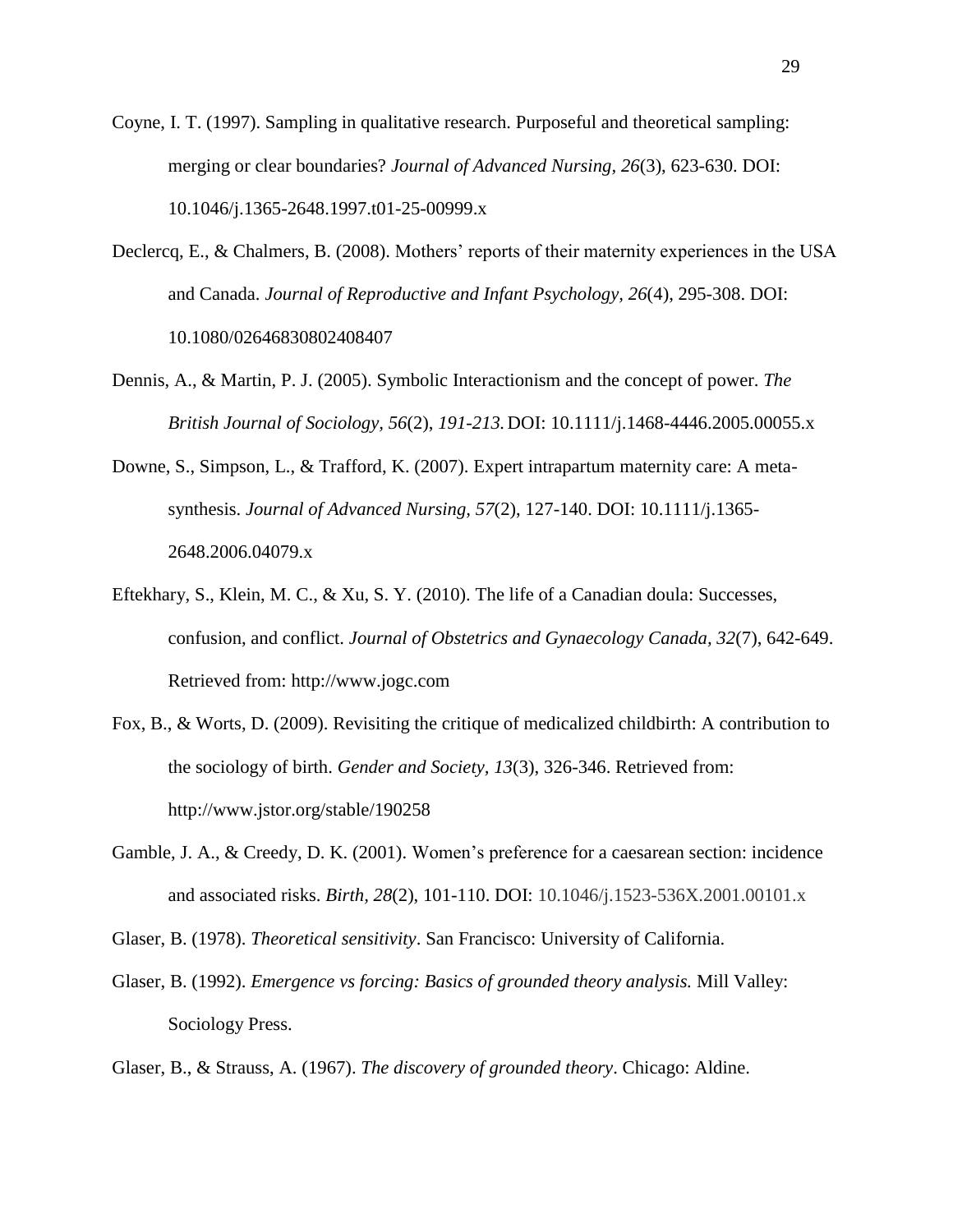Coyne, I. T. (1997). Sampling in qualitative research. Purposeful and theoretical sampling: merging or clear boundaries? *Journal of Advanced Nursing, 26*(3), 623-630. DOI: 10.1046/j.1365-2648.1997.t01-25-00999.x

Declercq, E., & Chalmers, B. (2008). Mothers' reports of their maternity experiences in the USA and Canada. *Journal of Reproductive and Infant Psychology, 26*(4), 295-308. DOI: 10.1080/02646830802408407

Dennis, A., & Martin, P. J. (2005). Symbolic Interactionism and the concept of power. *The British Journal of Sociology, 56*(2), *191-213.* DOI: 10.1111/j.1468-4446.2005.00055.x

Downe, S., Simpson, L., & Trafford, K. (2007). Expert intrapartum maternity care: A meta-synthesis. *Journal of Advanced Nursing, 57*(2), 127-140. DOI: 10.1111/j.1365-2648.2006.04079.x

Eftekhary, S., Klein, M. C., & Xu, S. Y. (2010). The life of a Canadian doula: Successes, confusion, and conflict. *Journal of Obstetrics and Gynaecology Canada, 32*(7), 642-649. Retrieved from: http://www.jogc.com

Fox, B., & Worts, D. (2009). Revisiting the critique of medicalized childbirth: A contribution to the sociology of birth. *Gender and Society, 13*(3), 326-346. Retrieved from: http://www.jstor.org/stable/190258

Gamble, J. A., & Creedy, D. K. (2001). Women's preference for a caesarean section: incidence and associated risks. *Birth, 28*(2), 101-110. DOI: 10.1046/j.1523-536X.2001.00101.x

Glaser, B. (1978). *Theoretical sensitivity*. San Francisco: University of California.

Glaser, B. (1992). *Emergence vs forcing: Basics of grounded theory analysis.* Mill Valley: Sociology Press.

Glaser, B., & Strauss, A. (1967). *The discovery of grounded theory*. Chicago: Aldine.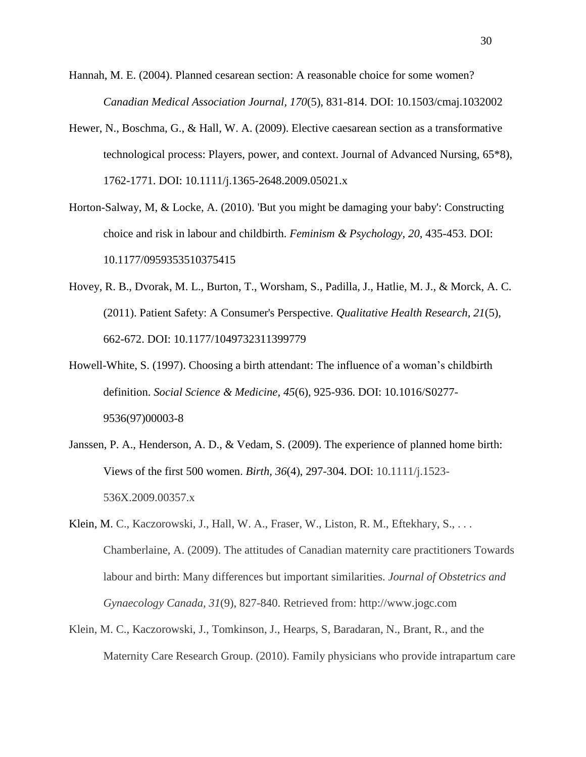Hannah, M. E. (2004). Planned cesarean section: A reasonable choice for some women? *Canadian Medical Association Journal, 170*(5), 831-814. DOI: 10.1503/cmaj.1032002

Hewer, N., Boschma, G., & Hall, W. A. (2009). Elective caesarean section as a transformative technological process: Players, power, and context. Journal of Advanced Nursing, 65*8), 1762-1771. DOI: 10.1111/j.1365-2648.2009.05021.x

Horton-Salway, M, & Locke, A. (2010). 'But you might be damaging your baby': Constructing choice and risk in labour and childbirth. *Feminism & Psychology, 20*, 435-453. DOI: 10.1177/0959353510375415

Hovey, R. B., Dvorak, M. L., Burton, T., Worsham, S., Padilla, J., Hatlie, M. J., & Morck, A. C. (2011). Patient Safety: A Consumer's Perspective. *Qualitative Health Research, 21*(5), 662-672. DOI: 10.1177/1049732311399779

Howell-White, S. (1997). Choosing a birth attendant: The influence of a woman’s childbirth definition. *Social Science & Medicine, 45*(6), 925-936. DOI: 10.1016/S0277-9536(97)00003-8

Janssen, P. A., Henderson, A. D., & Vedam, S. (2009). The experience of planned home birth: Views of the first 500 women. *Birth, 36*(4), 297-304. DOI: 10.1111/j.1523-536X.2009.00357.x

Klein, M. C., Kaczorowski, J., Hall, W. A., Fraser, W., Liston, R. M., Eftekhary, S., . . . Chamberlaine, A. (2009). The attitudes of Canadian maternity care practitioners Towards labour and birth: Many differences but important similarities. *Journal of Obstetrics and Gynaecology Canada, 31*(9), 827-840. Retrieved from: http://www.jogc.com

Klein, M. C., Kaczorowski, J., Tomkinson, J., Hearps, S, Baradaran, N., Brant, R., and the Maternity Care Research Group. (2010). Family physicians who provide intrapartum care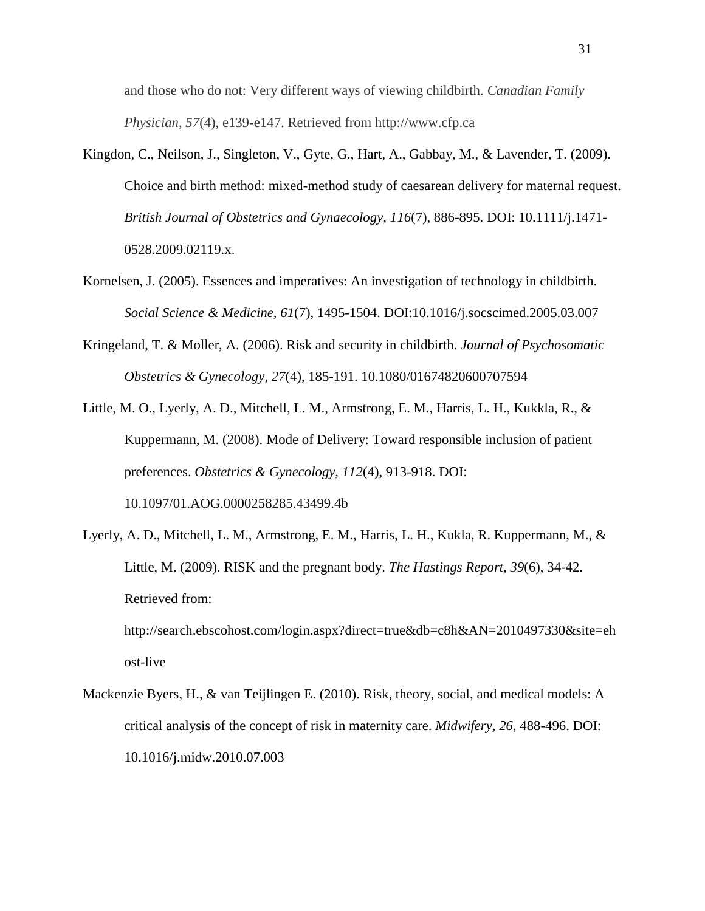and those who do not: Very different ways of viewing childbirth. *Canadian Family Physician, 57*(4), e139-e147. Retrieved from http://www.cfp.ca

Kingdon, C., Neilson, J., Singleton, V., Gyte, G., Hart, A., Gabbay, M., & Lavender, T. (2009). Choice and birth method: mixed-method study of caesarean delivery for maternal request. *British Journal of Obstetrics and Gynaecology, 116*(7), 886-895. DOI: 10.1111/j.1471-0528.2009.02119.x.

Kornelsen, J. (2005). Essences and imperatives: An investigation of technology in childbirth. *Social Science & Medicine, 61*(7), 1495-1504. DOI:10.1016/j.socscimed.2005.03.007

Kringeland, T. & Moller, A. (2006). Risk and security in childbirth. *Journal of Psychosomatic Obstetrics & Gynecology, 27*(4), 185-191. 10.1080/01674820600707594

Little, M. O., Lyerly, A. D., Mitchell, L. M., Armstrong, E. M., Harris, L. H., Kukkla, R., & Kuppermann, M. (2008). Mode of Delivery: Toward responsible inclusion of patient preferences. *Obstetrics & Gynecology, 112*(4), 913-918. DOI: 10.1097/01.AOG.0000258285.43499.4b

Lyerly, A. D., Mitchell, L. M., Armstrong, E. M., Harris, L. H., Kukla, R. Kuppermann, M., & Little, M. (2009). RISK and the pregnant body. *The Hastings Report, 39*(6), 34-42. Retrieved from: http://search.ebscohost.com/login.aspx?direct=true&db=c8h&AN=2010497330&site=ehost-live

Mackenzie Byers, H., & van Teijlingen E. (2010). Risk, theory, social, and medical models: A critical analysis of the concept of risk in maternity care. *Midwifery, 26*, 488-496. DOI: 10.1016/j.midw.2010.07.003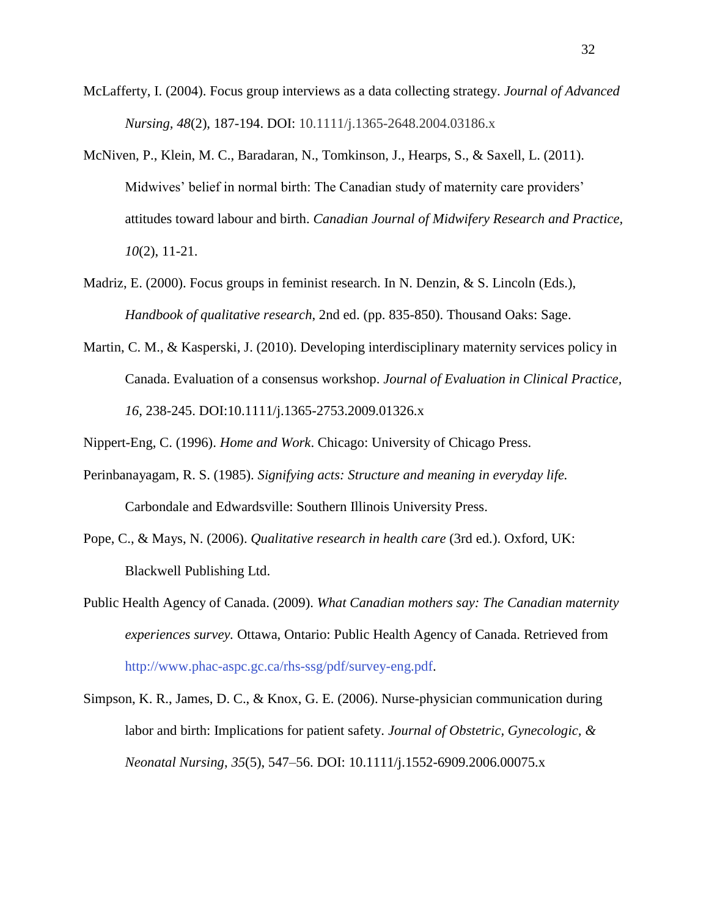McLafferty, I. (2004). Focus group interviews as a data collecting strategy. *Journal of Advanced Nursing, 48*(2), 187-194. DOI: 10.1111/j.1365-2648.2004.03186.x

McNiven, P., Klein, M. C., Baradaran, N., Tomkinson, J., Hearps, S., & Saxell, L. (2011). Midwives' belief in normal birth: The Canadian study of maternity care providers' attitudes toward labour and birth. *Canadian Journal of Midwifery Research and Practice*, *10*(2), 11-21.

Madriz, E. (2000). Focus groups in feminist research. In N. Denzin, & S. Lincoln (Eds.), *Handbook of qualitative research*, 2nd ed. (pp. 835-850). Thousand Oaks: Sage.

Martin, C. M., & Kasperski, J. (2010). Developing interdisciplinary maternity services policy in Canada. Evaluation of a consensus workshop. *Journal of Evaluation in Clinical Practice*, *16*, 238-245. DOI:10.1111/j.1365-2753.2009.01326.x

Nippert-Eng, C. (1996). *Home and Work*. Chicago: University of Chicago Press.

Perinbanayagam, R. S. (1985). *Signifying acts: Structure and meaning in everyday life.* Carbondale and Edwardsville: Southern Illinois University Press.

Pope, C., & Mays, N. (2006). *Qualitative research in health care* (3rd ed.). Oxford, UK: Blackwell Publishing Ltd.

Public Health Agency of Canada. (2009). *What Canadian mothers say: The Canadian maternity experiences survey.* Ottawa, Ontario: Public Health Agency of Canada. Retrieved from http://www.phac-aspc.gc.ca/rhs-ssg/pdf/survey-eng.pdf.

Simpson, K. R., James, D. C., & Knox, G. E. (2006). Nurse-physician communication during labor and birth: Implications for patient safety. *Journal of Obstetric, Gynecologic, & Neonatal Nursing*, *35*(5), 547–56. DOI: 10.1111/j.1552-6909.2006.00075.x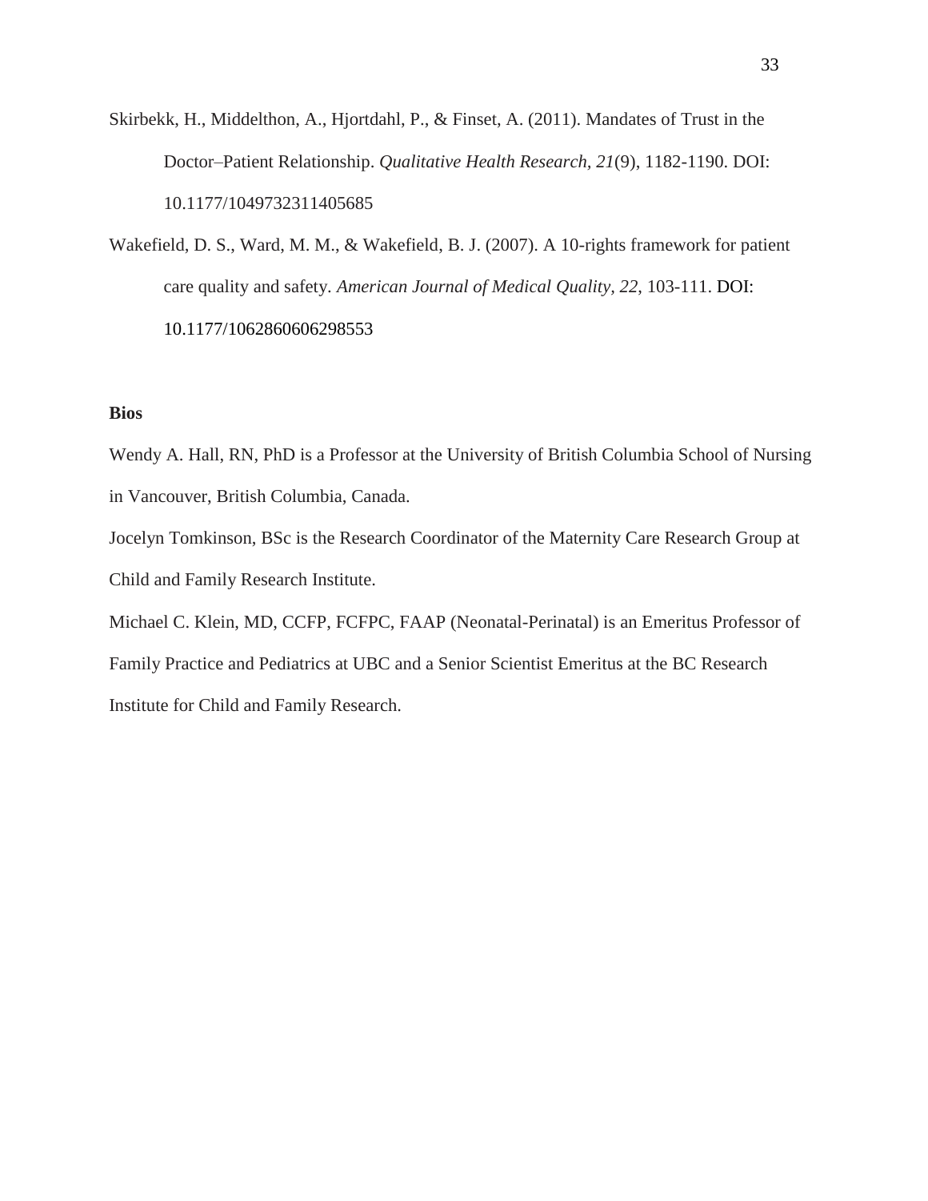Skirbekk, H., Middelthon, A., Hjortdahl, P., & Finset, A. (2011). Mandates of Trust in the Doctor–Patient Relationship. *Qualitative Health Research, 21*(9), 1182-1190. DOI: 10.1177/1049732311405685

Wakefield, D. S., Ward, M. M., & Wakefield, B. J. (2007). A 10-rights framework for patient care quality and safety. *American Journal of Medical Quality, 22*, 103-111. DOI: 10.1177/1062860606298553

**Bios**

Wendy A. Hall, RN, PhD is a Professor at the University of British Columbia School of Nursing in Vancouver, British Columbia, Canada.

Jocelyn Tomkinson, BSc is the Research Coordinator of the Maternity Care Research Group at Child and Family Research Institute.

Michael C. Klein, MD, CCFP, FCFPC, FAAP (Neonatal-Perinatal) is an Emeritus Professor of Family Practice and Pediatrics at UBC and a Senior Scientist Emeritus at the BC Research Institute for Child and Family Research.